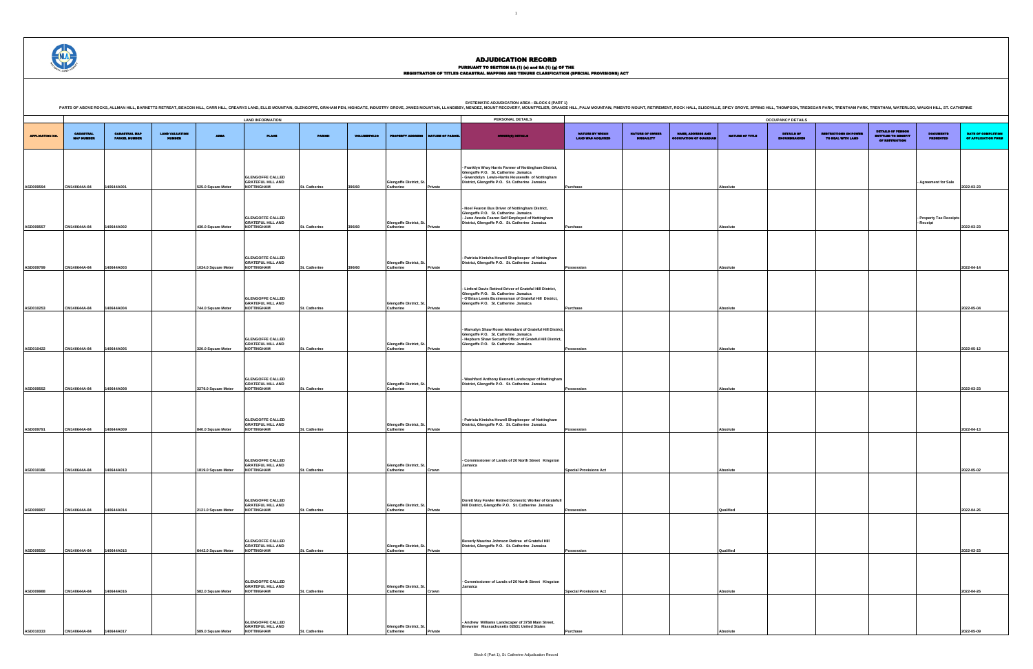# ADJUDICATION RECORD

PURSUANT TO SECTION 8A (1) (e) and 8A (1) (g) OF THE
REGISTRATION OF TITLES CADASTRAL MAPPING AND TENURE CLARIFICATION (SPECIAL PROVISIONS) ACT

SYSTEMATIC ADJUDICATION AREA : BLOCK 6 (PART 1)

PARTS OF ABOVE ROCKS, ALLMAN HILL, BARNETTS RETREAT, BEACON HILL, CARR HILL, CREARYS LAND, ELLIS MOUNTAIN, GLENGOFFE, GRAHAM PEN, HIGHGATE, INDUSTRY GROVE, JAMES MOUNTAIN, LLANGIBBY, MENDEZ, MOUNT RECOVERY, MOUNTPELIER, ORANGE HILL, PALM MOUNTAIN, PIMENTO MOUNT, RETIREMENT, ROCK HALL, SLIGOVILLE, SPICY GROVE, SPRING HILL, THOMPSON, TREDEGAR PARK, TRENTHAM PARK, TRENTHAM, WATERLOO, WAUGH HILL, ST. CATHERINE

| | LAND INFORMATION | | | | | | | | | PERSONAL DETAILS | OCCUPANCY DETAILS | | | | | | | | |
|---|---|---|---|---|---|---|---|---|---|---|---|---|---|---|---|---|---|---|---|
| APPLICATION NO. | CADASTRAL MAP NUMBER | CADASTRAL MAP PARCEL NUMBER | LAND VALUATION NUMBER | AREA | PLACE | PARISH | VOLUME/FOLIO | PROPERTY ADDRESS | NATURE OF PARCEL | OWNER(S) DETAILS | NATURE BY WHICH LAND WAS ACQUIRED | NATURE OF OWNER DISABILITY | NAME, ADDRESS AND OCCUPATION OF GUARDIAN | NATURE OF TITLE | DETAILS OF ENCUMBRANCES | RESTRICTIONS ON POWER TO DEAL WITH LAND | DETAILS OF PERSON ENTITLED TO BENEFIT OF RESTRICTION | DOCUMENTS PRESENTED | DATE OF COMPLETION OF APPLICATION FORM |
| ASD009594 | CM140644A-84 | 140644A001 | | 525.0 Square Meter | GLENGOFFE CALLED GRATEFUL HILL AND NOTTINGHAM | St. Catherine | 396/60 | Glengoffe District, St. Catherine | Private | - Franklyn Wray Harris Farmer of Nottingham District, Glengoffe P.O. St. Catherine Jamaica<br>- Gwendolyn Lewis-Harris Housewife of Nottingham District, Glengoffe P.O. St. Catherine Jamaica | Purchase | | | Absolute | | | | - Agreement for Sale | 2022-03-23 |
| ASD009557 | CM140644A-84 | 140644A002 | | 430.0 Square Meter | GLENGOFFE CALLED GRATEFUL HILL AND NOTTINGHAM | St. Catherine | 396/60 | Glengoffe District, St. Catherine | Private | - Noel Fearon Bus Driver of Nottingham District, Glengoffe P.O. St. Catherine Jamaica<br>- June Aneda Fearon Self Employed of Nottingham District, Glengoffe P.O. St. Catherine Jamaica | Purchase | | | Absolute | | | | - Property Tax Receipts<br>- Receipt | 2022-03-23 |
| ASD009799 | CM140644A-84 | 140644A003 | | 1034.0 Square Meter | GLENGOFFE CALLED GRATEFUL HILL AND NOTTINGHAM | St. Catherine | 396/60 | Glengoffe District, St. Catherine | Private | - Patricia Kimisha Howell Shopkeeper of Nottingham District, Glengoffe P.O. St. Catherine Jamaica | Possession | | | Absolute | | | | | 2022-04-14 |
| ASD010253 | CM140644A-84 | 140644A004 | | 744.0 Square Meter | GLENGOFFE CALLED GRATEFUL HILL AND NOTTINGHAM | St. Catherine | | Glengoffe District, St. Catherine | Private | - Linford Davis Retired Driver of Grateful Hill District, Glengoffe P.O. St. Catherine Jamaica<br>- O'Brian Lewis Businessman of Grateful Hill District, Glengoffe P.O. St. Catherine Jamaica | Purchase | | | Absolute | | | | | 2022-05-04 |
| ASD010422 | CM140644A-84 | 140644A005 | | 320.0 Square Meter | GLENGOFFE CALLED GRATEFUL HILL AND NOTTINGHAM | St. Catherine | | Glengoffe District, St. Catherine | Private | - Marvalyn Shaw Room Attendant of Grateful Hill District, Glengoffe P.O. St. Catherine Jamaica<br>- Hepburn Shaw Security Officer of Grateful Hill District, Glengoffe P.O. St. Catherine Jamaica | Possession | | | Absolute | | | | | 2022-05-12 |
| ASD009552 | CM140644A-84 | 140644A008 | | 3279.0 Square Meter | GLENGOFFE CALLED GRATEFUL HILL AND NOTTINGHAM | St. Catherine | | Glengoffe District, St. Catherine | Private | - Washford Anthony Bennett Landscaper of Nottingham District, Glengoffe P.O. St. Catherine Jamaica | Possession | | | Absolute | | | | | 2022-03-23 |
| ASD009791 | CM140644A-84 | 140644A009 | | 840.0 Square Meter | GLENGOFFE CALLED GRATEFUL HILL AND NOTTINGHAM | St. Catherine | | Glengoffe District, St. Catherine | Private | - Patricia Kimisha Howell Shopkeeper of Nottingham District, Glengoffe P.O. St. Catherine Jamaica | Possession | | | Absolute | | | | | 2022-04-13 |
| ASD010186 | CM140644A-84 | 140644A013 | | 1819.0 Square Meter | GLENGOFFE CALLED GRATEFUL HILL AND NOTTINGHAM | St. Catherine | | Glengoffe District, St. Catherine | Crown | - Commissioner of Lands of 20 North Street Kingston Jamaica | Special Provisions Act | | | Absolute | | | | | 2022-05-02 |
| ASD009997 | CM140644A-84 | 140644A014 | | 2121.0 Square Meter | GLENGOFFE CALLED GRATEFUL HILL AND NOTTINGHAM | St. Catherine | | Glengoffe District, St. Catherine | Private | Dorett May Fowler Retired Domestic Worker of Gratefull Hill District, Glengoffe P.O. St. Catherine Jamaica | Possession | | | Qualified | | | | | 2022-04-26 |
| ASD009550 | CM140644A-84 | 140644A015 | | 6442.0 Square Meter | GLENGOFFE CALLED GRATEFUL HILL AND NOTTINGHAM | St. Catherine | | Glengoffe District, St. Catherine | Private | Beverly Maurine Johnson Retiree of Grateful Hill District, Glengoffe P.O. St. Catherine Jamaica | Possession | | | Qualified | | | | | 2022-03-23 |
| ASD009988 | CM140644A-84 | 140644A016 | | 582.0 Square Meter | GLENGOFFE CALLED GRATEFUL HILL AND NOTTINGHAM | St. Catherine | | Glengoffe District, St. Catherine | Crown | - Commissioner of Lands of 20 North Street Kingston Jamaica | Special Provisions Act | | | Absolute | | | | | 2022-04-26 |
| ASD010333 | CM140644A-84 | 140644A017 | | 589.0 Square Meter | GLENGOFFE CALLED GRATEFUL HILL AND NOTTINGHAM | St. Catherine | | Glengoffe District, St. Catherine | Private | - Andrew Williams Landscaper of 3758 Main Street, Brewster Massachusetts 02631 United States | Purchase | | | Absolute | | | | | 2022-05-09 |

Block 6 (Part 1), St. Catherine Adjudication Record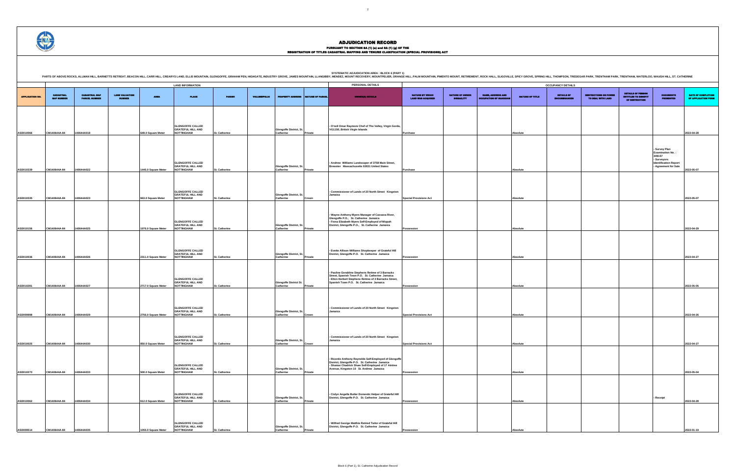# ADJUDICATION RECORD

PURSUANT TO SECTION 8A (1) (a) and 8A (1) (g) OF THE
REGISTRATION OF TITLES CADASTRAL MAPPING AND TENURE CLARIFICATION (SPECIAL PROVISIONS) ACT

SYSTEMATIC ADJUDICATION AREA : BLOCK 6 (PART 1)

PARTS OF ABOVE ROCKS, ALLMAN HILL, BARNETTS RETREAT, BEACON HILL, CARR HILL, CREARYS LAND, ELLIS MOUNTAIN, GLENGOFFE, GRAHAM PEN, HIGHGATE, INDUSTRY GROVE, JAMES MOUNTAIN, LLANGIBBY, MENDEZ, MOUNT RECOVERY, MOUNTPELIER, ORANGE HILL, PALM MOUNTAIN, PIMENTO MOUNT, RETIREMENT, ROCK HALL, SLIGOVILLE, SPICY GROVE, SPRING HILL, THOMPSON, TREDEGAR PARK, TRENTHAM PARK, TRENTHAM, WATERLOO, WAUGH HILL, ST. CATHERINE

| | LAND INFORMATION | | | | | | | | | PERSONAL DETAILS | OCCUPANCY DETAILS | | | | | | | | |
|---|---|---|---|---|---|---|---|---|---|---|---|---|---|---|---|---|---|---|---|
| APPLICATION NO. | CADASTRAL MAP NUMBER | CADASTRAL MAP PARCEL NUMBER | LAND VALUATION NUMBER | AREA | PLACE | PARISH | VOLUME/FOLIO | PROPERTY ADDRESS | NATURE OF PARCEL | OWNER(S) DETAILS | NATURE BY WHICH LAND WAS ACQUIRED | NATURE OF OWNER DISABILITY | NAME, ADDRESS AND OCCUPATION OF GUARDIAN | NATURE OF TITLE | DETAILS OF ENCUMBRANCES | RESTRICTIONS ON POWER TO DEAL WITH LAND | DETAILS OF PERSON ENTITLED TO BENEFIT OF RESTRICTION | DOCUMENTS PRESENTED | DATE OF COMPLETION OF APPLICATION FORM |
| ASD010066 | CM140644A-04 | 140644A018 | | 649.0 Square Meter | GLENGOFFE CALLED GRATEFUL HILL AND NOTTINGHAM | St. Catherine | | Glengoffe District, St. Catherine | Private | - O'neil Omar Raymore Chef of The Valley, Virgin Gorda, VG1150, British Virgin Islands | Purchase | | | Absolute | | | | | 2022-04-28 |
| ASD010339 | CM140644A-04 | 140644A022 | | 1445.0 Square Meter | GLENGOFFE CALLED GRATEFUL HILL AND NOTTINGHAM | St. Catherine | | Glengoffe District, St. Catherine | Private | - Andrew Williams Landscaper of 3758 Main Street, Brewster Massachusetts 02631 United States | Purchase | | | Absolute | | | | - Survey Plan Examination No. : 309157<br>- Surveyors Identification Report<br>- Agreement for Sale | 2022-05-07 |
| ASD010335 | CM140644A-04 | 140644A023 | | 663.0 Square Meter | GLENGOFFE CALLED GRATEFUL HILL AND NOTTINGHAM | St. Catherine | | Glengoffe District, St. Catherine | Crown | - Commissioner of Lands of 20 North Street Kingston Jamaica | Special Provisions Act | | | Absolute | | | | | 2022-05-07 |
| ASD010156 | CM140644A-04 | 140644A025 | | 1976.0 Square Meter | GLENGOFFE CALLED GRATEFUL HILL AND NOTTINGHAM | St. Catherine | | Glengoffe District, St. Catherine | Private | - Wayne Anthony Myers Manager of Cassava River, Glengoffe P.O., St. Catherine Jamaica<br>- Fiona Elizabeth Myers Self-Employed of Mizpah District, Glengoffe P.O., St. Catherine Jamaica | Possession | | | Absolute | | | | | 2022-04-29 |
| ASD010036 | CM140644A-04 | 140644A026 | | 2311.0 Square Meter | GLENGOFFE CALLED GRATEFUL HILL AND NOTTINGHAM | St. Catherine | | Glengoffe District, St. Catherine | Private | - Evette Allison Williams Shopkeeper of Grateful Hill District, Glengoffe P.O. St. Catherine Jamaica | Possession | | | Absolute | | | | | 2022-04-27 |
| ASD010281 | CM140644A-04 | 140644A027 | | 2717.0 Square Meter | GLENGOFFE CALLED GRATEFUL HILL AND NOTTINGHAM | St. Catherine | | Glengoffe District St. Catherine | Private | - Pauline Geraldine Stephens Retiree of 3 Barracks Street, Spanish Town P.O. St. Catherine Jamaica<br>- Elton Herbert Stephens Retiree of 3 Barracks Street, Spanish Town P.O. St. Catherine Jamaica | Possession | | | Absolute | | | | | 2022-05-05 |
| ASD009998 | CM140644A-04 | 140644A029 | | 2756.0 Square Meter | GLENGOFFE CALLED GRATEFUL HILL AND NOTTINGHAM | St. Catherine | | Glengoffe District, St. Catherine | Crown | - Commissioner of Lands of 20 North Street Kingston Jamaica | Special Provisions Act | | | Absolute | | | | | 2022-04-26 |
| ASD010025 | CM140644A-04 | 140644A030 | | 850.0 Square Meter | GLENGOFFE CALLED GRATEFUL HILL AND NOTTINGHAM | St. Catherine | | Glengoffe District, St. Catherine | Crown | - Commissioner of Lands of 20 North Street Kingston Jamaica | Special Provisions Act | | | Absolute | | | | | 2022-04-27 |
| ASD010273 | CM140644A-04 | 140644A033 | | 500.0 Square Meter | GLENGOFFE CALLED GRATEFUL HILL AND NOTTINGHAM | St. Catherine | | Glengoffe District, St. Catherine | Private | - Ricordo Anthony Reynolds Self-Employed of Glengoffe District, Glengoffe P.O. St. Catherine Jamaica<br>- Shamar Chadrick Shaw Self-Employed of 17 Aintree Avenue, Kingston 10 St. Andrew Jamaica | Possession | | | Absolute | | | | | 2022-05-04 |
| ASD010062 | CM140644A-04 | 140644A034 | | 612.0 Square Meter | GLENGOFFE CALLED GRATEFUL HILL AND NOTTINGHAM | St. Catherine | | Glengoffe District, St. Catherine | Private | - Cislyn Angella Butler Domestic Helper of Grateful Hill District, Glengoffe P.O. St. Catherine Jamaica | Possession | | | Absolute | | | | - Receipt | 2022-04-28 |
| ASD009514 | CM140644A-04 | 140644A035 | | 1055.0 Square Meter | GLENGOFFE CALLED GRATEFUL HILL AND NOTTINGHAM | St. Catherine | | Glengoffe District, St. Catherine | Private | - Wilfred George Matthie Retired Tailor of Grateful Hill District, Glengoffe P.O. St. Catherine Jamaica | Possession | | | Absolute | | | | | 2022-01-19 |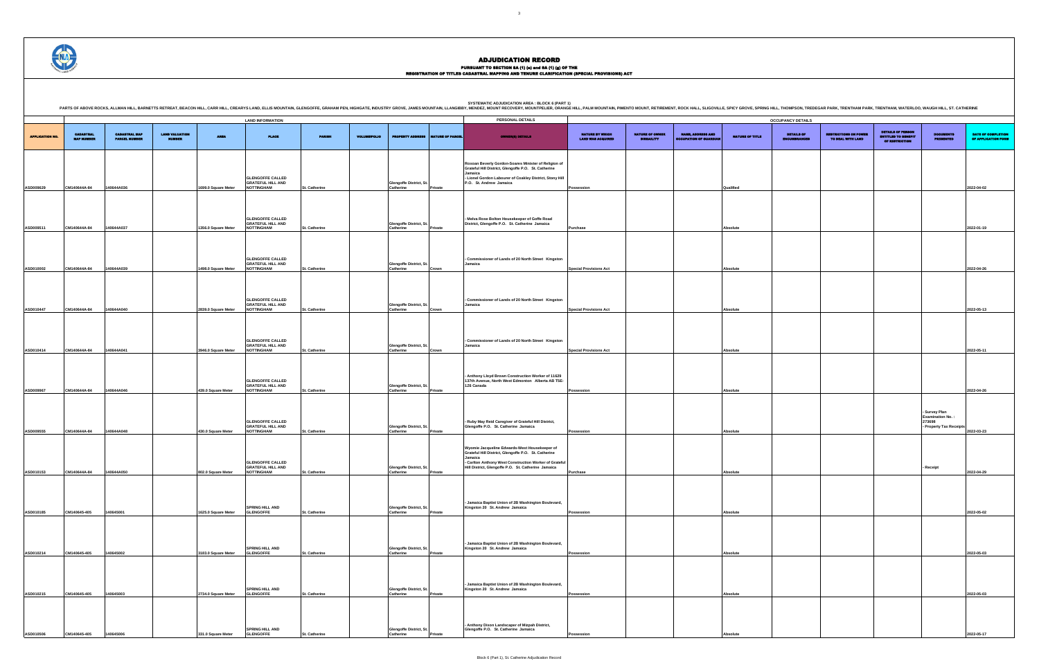# ADJUDICATION RECORD

PURSUANT TO SECTION 8A (1) (e) and 8A (1) (g) OF THE
REGISTRATION OF TITLES CADASTRAL MAPPING AND TENURE CLARIFICATION (SPECIAL PROVISIONS) ACT

SYSTEMATIC ADJUDICATION AREA : BLOCK 6 (PART 1)

PARTS OF ABOVE ROCKS, ALLMAN HILL, BARNETTS RETREAT, BEACON HILL, CARR HILL, CREARYS LAND, ELLIS MOUNTAIN, GLENGOFFE, GRAHAM PEN, HIGHGATE, INDUSTRY GROVE, JAMES MOUNTAIN, LLANGIBBY, MENDEZ, MOUNT RECOVERY, MOUNTPELIER, ORANGE HILL, PALM MOUNTAIN, PIMENTO MOUNT, RETIREMENT, ROCK HALL, SLIGOVILLE, SPICY GROVE, SPRING HILL, THOMPSON, TREDEGAR PARK, TRENTHAM PARK, TRENTHAM, WATERLOO, WAUGH HILL, ST. CATHERINE

| LAND INFORMATION | | | | | | | | | | PERSONAL DETAILS | OCCUPANCY DETAILS | | | | | | | | |
|---|---|---|---|---|---|---|---|---|---|---|---|---|---|---|---|---|---|---|---|
| APPLICATION NO. | CADASTRAL MAP NUMBER | CADASTRAL MAP PARCEL NUMBER | LAND VALUATION NUMBER | AREA | PLACE | PARISH | VOLUME/FOLIO | PROPERTY ADDRESS | NATURE OF PARCEL | OWNER(S) DETAILS | NATURE BY WHICH LAND WAS ACQUIRED | NATURE OF OWNER DISBAILITY | NAME, ADDRESS AND OCCUPATION OF GUARDIAN | NATURE OF TITLE | DETAILS OF ENCUMBRANCES | RESTRICTIONS ON POWER TO DEAL WITH LAND | DETAILS OF PERSON ENTITLED TO BENEFIT OF RESTRICTION | DOCUMENTS PRESENTED | DATE OF COMPLETION OF APPLICATION FORM |
| ASD009629 | CM140644A-04 | 140644A036 | | 1699.0 Square Meter | GLENGOFFE CALLED GRATEFUL HILL AND NOTTINGHAM | St. Catherine | | Glengoffe District, St. Catherine | Private | Roxoan Beverly Gordon-Soares Minister of Religion of Grateful Hill District, Glengoffe P.O. St. Catherine Jamaica<br>- Lionel Gordon Labourer of Coakley District, Stony Hill P.O. St. Andrew Jamaica | Possession | | | Qualified | | | | | 2022-04-02 |
| ASD009511 | CM140644A-04 | 140644A037 | | 1356.0 Square Meter | GLENGOFFE CALLED GRATEFUL HILL AND NOTTINGHAM | St. Catherine | | Glengoffe District, St. Catherine | Private | - Melva Rose Bolton Housekeeper of Goffe Road District, Glengoffe P.O. St. Catherine Jamaica | Purchase | | | Absolute | | | | | 2022-01-19 |
| ASD010002 | CM140644A-04 | 140644A039 | | 1498.0 Square Meter | GLENGOFFE CALLED GRATEFUL HILL AND NOTTINGHAM | St. Catherine | | Glengoffe District, St. Catherine | Crown | - Commissioner of Lands of 20 North Street Kingston Jamaica | Special Provisions Act | | | Absolute | | | | | 2022-04-26 |
| ASD010447 | CM140644A-04 | 140644A040 | | 2839.0 Square Meter | GLENGOFFE CALLED GRATEFUL HILL AND NOTTINGHAM | St. Catherine | | Glengoffe District, St. Catherine | Crown | - Commissioner of Lands of 20 North Street Kingston Jamaica | Special Provisions Act | | | Absolute | | | | | 2022-05-13 |
| ASD010414 | CM140644A-04 | 140644A041 | | 3946.0 Square Meter | GLENGOFFE CALLED GRATEFUL HILL AND NOTTINGHAM | St. Catherine | | Glengoffe District, St. Catherine | Crown | - Commissioner of Lands of 20 North Street Kingston Jamaica | Special Provisions Act | | | Absolute | | | | | 2022-05-11 |
| ASD009967 | CM140644A-04 | 140644A046 | | 439.0 Square Meter | GLENGOFFE CALLED GRATEFUL HILL AND NOTTINGHAM | St. Catherine | | Glengoffe District, St. Catherine | Private | - Anthony Lloyd Brown Construction Worker of 11629 137th Avenue, North West Edmonton Alberta AB T5E-1Z6 Canada | Possession | | | Absolute | | | | | 2022-04-26 |
| ASD009555 | CM140644A-04 | 140644A048 | | 430.0 Square Meter | GLENGOFFE CALLED GRATEFUL HILL AND NOTTINGHAM | St. Catherine | | Glengoffe District, St. Catherine | Private | - Ruby May Reid Caregiver of Grateful Hill District, Glengoffe P.O. St. Catherine Jamaica | Possession | | | Absolute | | | | - Survey Plan Examination No. : 273698<br>- Property Tax Receipts | 2022-03-23 |
| ASD010153 | CM140644A-04 | 140644A050 | | 802.0 Square Meter | GLENGOFFE CALLED GRATEFUL HILL AND NOTTINGHAM | St. Catherine | | Glengoffe District, St. Catherine | Private | Wyomie Jacqueline Edwards-West Housekeeper of Grateful Hill District, Glengoffe P.O. St. Catherine Jamaica<br>- Carlton Anthony West Construction Worker of Grateful Hill District, Glengoffe P.O. St. Catherine Jamaica | Purchase | | | Absolute | | | | - Receipt | 2022-04-29 |
| ASD010185 | CM140645-405 | 140645001 | | 1625.0 Square Meter | SPRING HILL AND GLENGOFFE | St. Catherine | | Glengoffe District, St. Catherine | Private | - Jamaica Baptist Union of 2B Washington Boulevard, Kingston 20 St. Andrew Jamaica | Possession | | | Absolute | | | | | 2022-05-02 |
| ASD010214 | CM140645-405 | 140645002 | | 3183.0 Square Meter | SPRING HILL AND GLENGOFFE | St. Catherine | | Glengoffe District, St. Catherine | Private | - Jamaica Baptist Union of 2B Washington Boulevard, Kingston 20 St. Andrew Jamaica | Possession | | | Absolute | | | | | 2022-05-03 |
| ASD010215 | CM140645-405 | 140645003 | | 2734.0 Square Meter | SPRING HILL AND GLENGOFFE | St. Catherine | | Glengoffe District, St. Catherine | Private | - Jamaica Baptist Union of 2B Washington Boulevard, Kingston 20 St. Andrew Jamaica | Possession | | | Absolute | | | | | 2022-05-03 |
| ASD010506 | CM140645-405 | 140645006 | | 331.0 Square Meter | SPRING HILL AND GLENGOFFE | St. Catherine | | Glengoffe District, St. Catherine | Private | - Anthony Dixon Landscaper of Mitzpah District, Glengoffe P.O. St. Catherine Jamaica | Possession | | | Absolute | | | | | 2022-05-17 |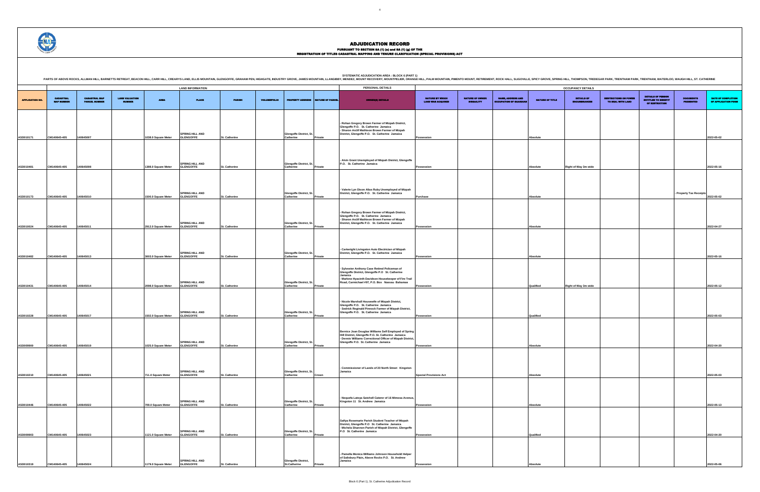# ADJUDICATION RECORD

PURSUANT TO SECTION 8A (1) (e) and 8A (1) (g) OF THE
REGISTRATION OF TITLES CADASTRAL MAPPING AND TENURE CLARIFICATION (SPECIAL PROVISIONS) ACT

SYSTEMATIC ADJUDICATION AREA : BLOCK 6 (PART 1)

PARTS OF ABOVE ROCKS, ALLMAN HILL, BARNETTS RETREAT, BEACON HILL, CARR HILL, CREARYS LAND, ELLIS MOUNTAIN, GLENGOFFE, GRAHAM PEN, HIGHGATE, INDUSTRY GROVE, JAMES MOUNTAIN, LLANGIBBY, MENDEZ, MOUNT RECOVERY, MOUNTPELIER, ORANGE HILL, PALM MOUNTAIN, PIMENTO MOUNT, RETIREMENT, ROCK HALL, SLIGOVILLE, SPICY GROVE, SPRING HILL, THOMPSON, TREDEGAR PARK, TRENTHAM PARK, TRENTHAM, WATERLOO, WAUGH HILL, ST. CATHERINE

| APPLICATION NO. | LAND INFORMATION | | | | | | | | | PERSONAL DETAILS | OCCUPANCY DETAILS | | | | | | | | |
|---|---|---|---|---|---|---|---|---|---|---|---|---|---|---|---|---|---|---|---|
| | CADASTRAL MAP NUMBER | CADASTRAL MAP PARCEL NUMBER | LAND VALUATION NUMBER | AREA | PLACE | PARISH | VOLUME/FOLIO | PROPERTY ADDRESS | NATURE OF PARCEL | OWNER(S) DETAILS | NATURE BY WHICH LAND WAS ACQUIRED | NATURE OF OWNER DISABILITY | NAME, ADDRESS AND OCCUPATION OF GUARDIAN | NATURE OF TITLE | DETAILS OF ENCUMBRANCES | RESTRICTIONS ON POWER TO DEAL WITH LAND | DETAILS OF PERSON ENTITLED TO BENEFIT OF RESTRICTION | DOCUMENTS PRESENTED | DATE OF COMPLETION OF APPLICATION FORM |
| ASD010171 | CM140645-405 | 140645007 | | 1038.0 Square Meter | SPRING HILL AND GLENGOFFE | St. Catherine | | Glengoffe District, St. Catherine | Private | - Rohan Gregory Brown Farmer of Mizpah District, Glengoffe P.O. St. Catherine Jamaica<br>- Sharon Arclif Mathison Brown Farmer of Mizpah District, Glengoffe P.O. St. Catherine Jamaica | Possession | | | Absolute | | | | | 2022-05-02 |
| ASD010481 | CM140645-405 | 140645008 | | 1388.0 Square Meter | SPRING HILL AND GLENGOFFE | St. Catherine | | Glengoffe District, St. Catherine | Private | - Alvin Grant Unemployed of Mizpah District, Glengoffe P.O. St. Catherine Jamaica | Possession | | | Absolute | Right of Way 3m wide | | | | 2022-05-16 |
| ASD010173 | CM140645-405 | 140645010 | | 1500.0 Square Meter | SPRING HILL AND GLENGOFFE | St. Catherine | | Glengoffe District, St. Catherine | Private | - Valerie Lyn Dixon Alias Ruby Unemployed of Mizpah District, Glengoffe P.O. St. Catherine Jamaica | Purchase | | | Absolute | | | | - Property Tax Receipts | 2022-05-02 |
| ASD010024 | CM140645-405 | 140645011 | | 2912.0 Square Meter | SPRING HILL AND GLENGOFFE | St. Catherine | | Glengoffe District, St. Catherine | Private | - Rohan Gregory Brown Farmer of Mizpah District, Glengoffe P.O. St. Catherine Jamaica<br>- Sharon Arclif Mathison Brown Farmer of Mizpah District, Glengoffe P.O. St. Catherine Jamaica | Possession | | | Absolute | | | | | 2022-04-27 |
| ASD010482 | CM140645-405 | 140645013 | | 3003.0 Square Meter | SPRING HILL AND GLENGOFFE | St. Catherine | | Glengoffe District, St. Catherine | Private | - Cartwright Livingston Auto Electrician of Mizpah District, Glengoffe P.O. St. Catherine Jamaica | Possession | | | Absolute | | | | | 2022-05-16 |
| ASD010431 | CM140645-405 | 140645014 | | 2098.0 Square Meter | SPRING HILL AND GLENGOFFE | St. Catherine | | Glengoffe District, St. Catherine | Private | - Sylvester Anthony Case Retired Policeman of Glengoffe District, Glengoffe P.O St. Catherine Jamaica<br>- Marlene Hyacinth Davidson Housekeeper of Fire Trail Road, Carmichael #97, P.O. Box Nassau Bahamas | Possession | | | Qualified | Right of Way 3m wide | | | | 2022-05-12 |
| ASD010228 | CM140645-405 | 140645017 | | 1502.0 Square Meter | SPRING HILL AND GLENGOFFE | St. Catherine | | Glengoffe District, St. Catherine | Private | - Nicole Marshall Housewife of Mizpah District, Glengoffe P.O. St. Catherine Jamaica<br>- Sedrick Reginald Pinnock Farmer of Mizpah District, Glengoffe P.O. St. Catherine Jamaica | Possession | | | Qualified | | | | | 2022-05-03 |
| ASD009900 | CM140645-405 | 140645019 | | 1025.0 Square Meter | SPRING HILL AND GLENGOFFE | St. Catherine | | Glengoffe District, St. Catherine | Private | Bernice Joan Douglas Williams Self Employed of Spring Hill District, Glengoffe P.O. St. Catherine Jamaica<br>- Dennis Williams Correctional Officer of Mizpah District, Glengoffe P.O. St. Catherine Jamaica | Possession | | | Absolute | | | | | 2022-04-20 |
| ASD010210 | CM140645-405 | 140645021 | | 711.0 Square Meter | SPRING HILL AND GLENGOFFE | St. Catherine | | Glengoffe District, St. Catherine | Crown | - Commissioner of Lands of 20 North Street Kingston Jamaica | Special Provisions Act | | | Absolute | | | | | 2022-05-03 |
| ASD010446 | CM140645-405 | 140645022 | | 709.0 Square Meter | SPRING HILL AND GLENGOFFE | St. Catherine | | Glengoffe District, St. Catherine | Private | - Nequefa Latoya Satchell Caterer of 16 Mimosa Avenue, Kingston 11 St. Andrew Jamaica | Possession | | | Absolute | | | | | 2022-05-13 |
| ASD009903 | CM140645-405 | 140645023 | | 1121.0 Square Meter | SPRING HILL AND GLENGOFFE | St. Catherine | | Glengoffe District, St. Catherine | Private | Safiya Rosemarie Parish Student Teacher of Mizpah District, Glengoffe P.O St. Catherine Jamaica<br>- Michela Shannon Parish of Mizpah District, Glengoffe P.O St. Catherine Jamaica | Possession | | | Qualified | | | | | 2022-04-20 |
| ASD010319 | CM140645-405 | 140645024 | | 1179.0 Square Meter | SPRING HILL AND GLENGOFFE | St. Catherine | | Glengoffe District, St.Catherine | Private | - Pamella Monica Williams Johnson Household Helper of Salisbury Plain, Above Rocks P.O. St. Andrew Jamaica | Possession | | | Absolute | | | | | 2022-05-06 |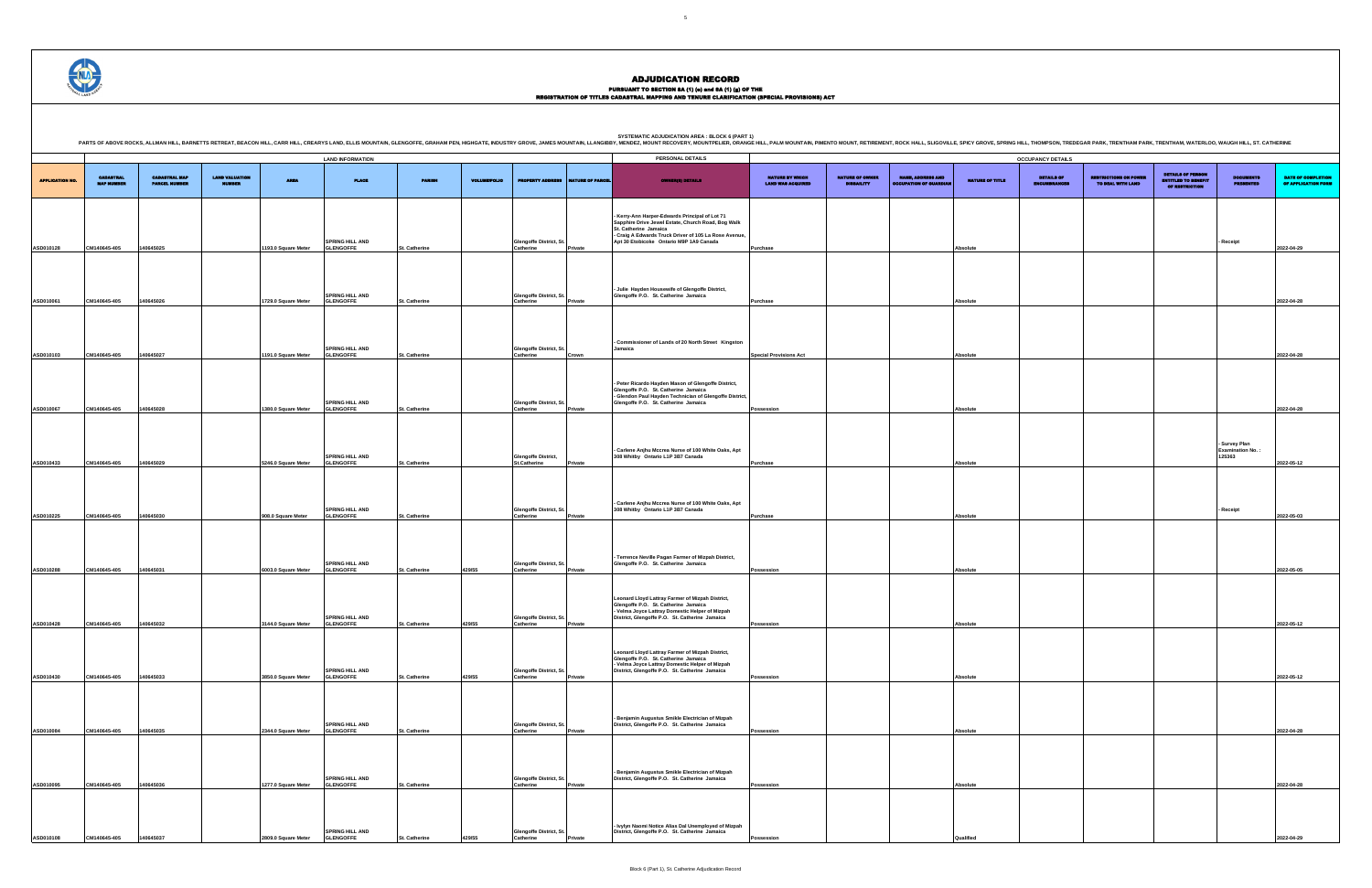# ADJUDICATION RECORD

PURSUANT TO SECTION 8A (1) (e) and 8A (1) (g) OF THE
REGISTRATION OF TITLES CADASTRAL MAPPING AND TENURE CLARIFICATION (SPECIAL PROVISIONS) ACT

SYSTEMATIC ADJUDICATION AREA : BLOCK 6 (PART 1)

PARTS OF ABOVE ROCKS, ALLMAN HILL, BARNETTS RETREAT, BEACON HILL, CARR HILL, CREARYS LAND, ELLIS MOUNTAIN, GLENGOFFE, GRAHAM PEN, HIGHGATE, INDUSTRY GROVE, JAMES MOUNTAIN, LLANGIBBY, MENDEZ, MOUNT RECOVERY, MOUNTPELIER, ORANGE HILL, PALM MOUNTAIN, PIMENTO MOUNT, RETIREMENT, ROCK HALL, SLIGOVILLE, SPICY GROVE, SPRING HILL, THOMPSON, TREDEGAR PARK, TRENTHAM PARK, TRENTHAM, WATERLOO, WAUGH HILL, ST. CATHERINE

| APPLICATION NO. | LAND INFORMATION | | | | | | | | | PERSONAL DETAILS | OCCUPANCY DETAILS | | | | | | | | |
|---|---|---|---|---|---|---|---|---|---|---|---|---|---|---|---|---|---|---|---|
| | CADASTRAL MAP NUMBER | CADASTRAL MAP PARCEL NUMBER | LAND VALUATION NUMBER | AREA | PLACE | PARISH | VOLUME/FOLIO | PROPERTY ADDRESS | NATURE OF PARCEL | OWNER(S) DETAILS | NATURE BY WHICH LAND WAS ACQUIRED | NATURE OF OWNER DISBAILITY | NAME, ADDRESS AND OCCUPATION OF GUARDIAN | NATURE OF TITLE | DETAILS OF ENCUMBRANCES | RESTRICTIONS ON POWER TO DEAL WITH LAND | DETAILS OF PERSON ENTITLED TO BENEFIT OF RESTRICTION | DOCUMENTS PRESENTED | DATE OF COMPLETION OF APPLICATION FORM |
| ASD010128 | CM140645-405 | 140645025 | | 1193.0 Square Meter | SPRING HILL AND GLENGOFFE | St. Catherine | | Glengoffe District, St. Catherine | Private | - Kerry-Ann Harper-Edwards Principal of Lot 71 Sapphire Drive Jewel Estate, Church Road, Bog Walk St. Catherine Jamaica<br>- Craig A Edwards Truck Driver of 105 La Rose Avenue, Apt 30 Etobicoke Ontario M9P 1A9 Canada | Purchase | | | Absolute | | | | - Receipt | 2022-04-29 |
| ASD010061 | CM140645-405 | 140645026 | | 1729.0 Square Meter | SPRING HILL AND GLENGOFFE | St. Catherine | | Glengoffe District, St. Catherine | Private | - Julie Hayden Housewife of Glengoffe District, Glengoffe P.O. St. Catherine Jamaica | Purchase | | | Absolute | | | | | 2022-04-28 |
| ASD010103 | CM140645-405 | 140645027 | | 1191.0 Square Meter | SPRING HILL AND GLENGOFFE | St. Catherine | | Glengoffe District, St. Catherine | Crown | - Commissioner of Lands of 20 North Street Kingston Jamaica | Special Provisions Act | | | Absolute | | | | | 2022-04-28 |
| ASD010067 | CM140645-405 | 140645028 | | 1380.0 Square Meter | SPRING HILL AND GLENGOFFE | St. Catherine | | Glengoffe District, St. Catherine | Private | - Peter Ricardo Hayden Mason of Glengoffe District, Glengoffe P.O. St. Catherine Jamaica<br>- Glendon Paul Hayden Technician of Glengoffe District, Glengoffe P.O. St. Catherine Jamaica | Possession | | | Absolute | | | | | 2022-04-28 |
| ASD010433 | CM140645-405 | 140645029 | | 5246.0 Square Meter | SPRING HILL AND GLENGOFFE | St. Catherine | | Glengoffe District, St.Catherine | Private | - Carlene Anjhu Mccrea Nurse of 100 White Oaks, Apt 308 Whitby Ontario L1P 3B7 Canada | Purchase | | | Absolute | | | | - Survey Plan Examination No. : 125363 | 2022-05-12 |
| ASD010225 | CM140645-405 | 140645030 | | 908.0 Square Meter | SPRING HILL AND GLENGOFFE | St. Catherine | | Glengoffe District, St. Catherine | Private | - Carlene Anjhu Mccrea Nurse of 100 White Oaks, Apt 308 Whitby Ontario L1P 3B7 Canada | Purchase | | | Absolute | | | | - Receipt | 2022-05-03 |
| ASD010288 | CM140645-405 | 140645031 | | 6003.0 Square Meter | SPRING HILL AND GLENGOFFE | St. Catherine | 429/55 | Glengoffe District, St. Catherine | Private | - Terrence Neville Pagan Farmer of Mizpah District, Glengoffe P.O. St. Catherine Jamaica | Possession | | | Absolute | | | | | 2022-05-05 |
| ASD010428 | CM140645-405 | 140645032 | | 3144.0 Square Meter | SPRING HILL AND GLENGOFFE | St. Catherine | 429/55 | Glengoffe District, St. Catherine | Private | Leonard Lloyd Lattray Farmer of Mizpah District, Glengoffe P.O. St. Catherine Jamaica<br>- Velma Joyce Lattray Domestic Helper of Mizpah District, Glengoffe P.O. St. Catherine Jamaica | Possession | | | Absolute | | | | | 2022-05-12 |
| ASD010430 | CM140645-405 | 140645033 | | 3850.0 Square Meter | SPRING HILL AND GLENGOFFE | St. Catherine | 429/55 | Glengoffe District, St. Catherine | Private | Leonard Lloyd Lattray Farmer of Mizpah District, Glengoffe P.O. St. Catherine Jamaica<br>- Velma Joyce Lattray Domestic Helper of Mizpah District, Glengoffe P.O. St. Catherine Jamaica | Possession | | | Absolute | | | | | 2022-05-12 |
| ASD010094 | CM140645-405 | 140645035 | | 2344.0 Square Meter | SPRING HILL AND GLENGOFFE | St. Catherine | | Glengoffe District, St. Catherine | Private | - Benjamin Augustus Smikle Electrician of Mizpah District, Glengoffe P.O. St. Catherine Jamaica | Possession | | | Absolute | | | | | 2022-04-28 |
| ASD010095 | CM140645-405 | 140645036 | | 1277.0 Square Meter | SPRING HILL AND GLENGOFFE | St. Catherine | | Glengoffe District, St. Catherine | Private | - Benjamin Augustus Smikle Electrician of Mizpah District, Glengoffe P.O. St. Catherine Jamaica | Possession | | | Absolute | | | | | 2022-04-28 |
| ASD010108 | CM140645-405 | 140645037 | | 2809.0 Square Meter | SPRING HILL AND GLENGOFFE | St. Catherine | 429/55 | Glengoffe District, St. Catherine | Private | - Ivylyn Naomi Notice Alias Dal Unemployed of Mizpah District, Glengoffe P.O. St. Catherine Jamaica | Possession | | | Qualified | | | | | 2022-04-29 |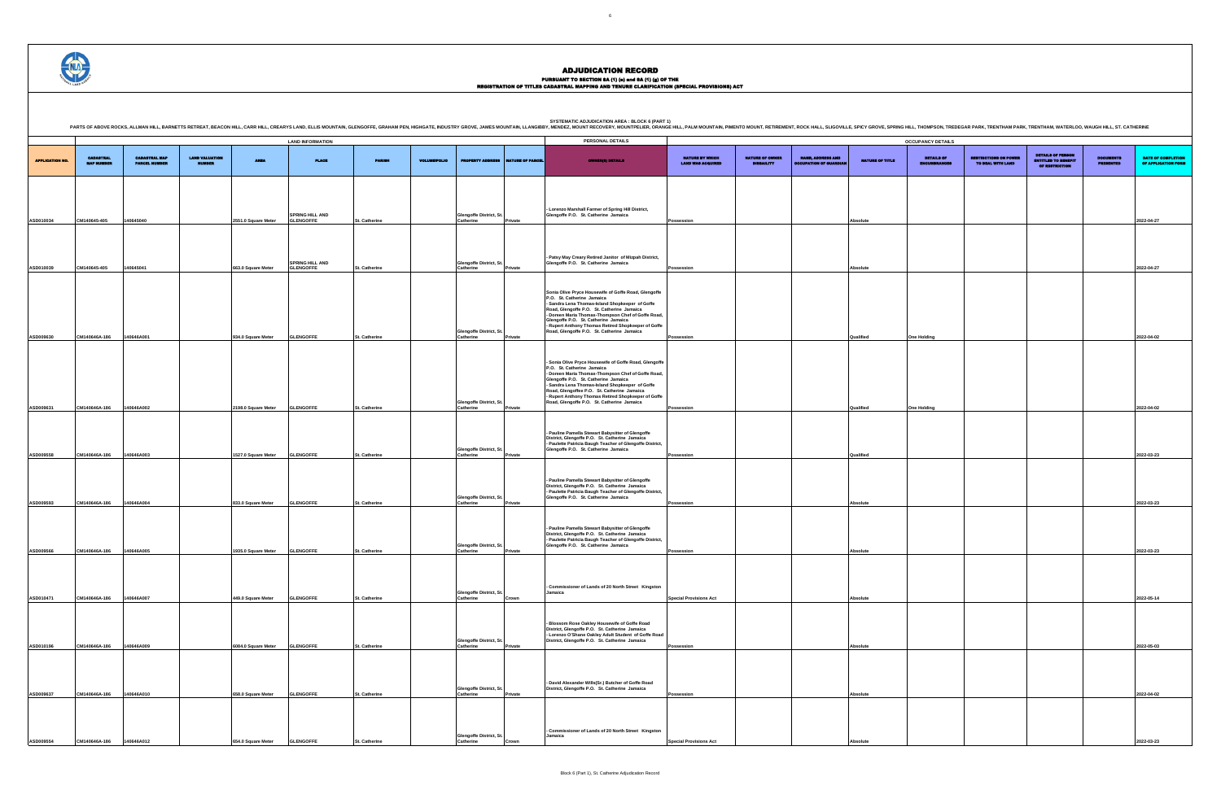# ADJUDICATION RECORD

PURSUANT TO SECTION 8A (1) (e) and 8A (1) (g) OF THE
REGISTRATION OF TITLES CADASTRAL MAPPING AND TENURE CLARIFICATION (SPECIAL PROVISIONS) ACT

SYSTEMATIC ADJUDICATION AREA : BLOCK 6 (PART 1)

PARTS OF ABOVE ROCKS, ALLMAN HILL, BARNETTS RETREAT, BEACON HILL, CARR HILL, CREARYS LAND, ELLIS MOUNTAIN, GLENGOFFE, GRAHAM PEN, HIGHGATE, INDUSTRY GROVE, JAMES MOUNTAIN, LLANGIBBY, MENDEZ, MOUNT RECOVERY, MOUNTPELIER, ORANGE HILL, PALM MOUNTAIN, PIMENTO MOUNT, RETIREMENT, ROCK HALL, SLIGOVILLE, SPICY GROVE, SPRING HILL, THOMPSON, TREDEGAR PARK, TRENTHAM PARK, TRENTHAM, WATERLOO, WAUGH HILL, ST. CATHERINE

| | LAND INFORMATION | | | | | | | | | PERSONAL DETAILS | OCCUPANCY DETAILS | | | | | | | | |
|---|---|---|---|---|---|---|---|---|---|---|---|---|---|---|---|---|---|---|---|
| APPLICATION NO. | CADASTRAL MAP NUMBER | CADASTRAL MAP PARCEL NUMBER | LAND VALUATION NUMBER | AREA | PLACE | PARISH | VOLUME/FOLIO | PROPERTY ADDRESS | NATURE OF PARCEL | OWNER(S) DETAILS | NATURE BY WHICH LAND WAS ACQUIRED | NATURE OF OWNER DISBAILITY | NAME, ADDRESS AND OCCUPATION OF GUARDIAN | NATURE OF TITLE | DETAILS OF ENCUMBRANCES | RESTRICTIONS ON POWER TO DEAL WITH LAND | DETAILS OF PERSON ENTITLED TO BENEFIT OF RESTRICTION | DOCUMENTS PRESENTED | DATE OF COMPLETION OF APPLICATION FORM |
| ASD010034 | CM140645-405 | 140645040 | | 2551.0 Square Meter | SPRING HILL AND GLENGOFFE | St. Catherine | | Glengoffe District, St. Catherine | Private | - Lorenzo Marshall Farmer of Spring Hill District, Glengoffe P.O. St. Catherine Jamaica | Possession | | | Absolute | | | | | 2022-04-27 |
| ASD010039 | CM140645-405 | 140645041 | | 663.0 Square Meter | SPRING HILL AND GLENGOFFE | St. Catherine | | Glengoffe District, St. Catherine | Private | - Patsy May Creary Retired Janitor of Mizpah District, Glengoffe P.O. St. Catherine Jamaica | Possession | | | Absolute | | | | | 2022-04-27 |
| ASD009630 | CM140646A-186 | 140646A001 | | 934.0 Square Meter | GLENGOFFE | St. Catherine | | Glengoffe District, St. Catherine | Private | Sonia Olive Pryce Housewife of Goffe Road, Glengoffe P.O. St. Catherine Jamaica<br>- Sandra Lena Thomas-Island Shopkeeper of Goffe Road, Glengoffe P.O. St. Catherine Jamaica<br>- Doreen Maria Thomas-Thompson Chef of Goffe Road, Glengoffe P.O. St. Catherine Jamaica<br>- Rupert Anthony Thomas Retired Shopkeeper of Goffe Road, Glengoffe P.O. St. Catherine Jamaica | Possession | | | Qualified | One Holding | | | | 2022-04-02 |
| ASD009631 | CM140646A-186 | 140646A002 | | 2198.0 Square Meter | GLENGOFFE | St. Catherine | | Glengoffe District, St. Catherine | Private | - Sonia Olive Pryce Housewife of Goffe Road, Glengoffe P.O. St. Catherine Jamaica<br>- Doreen Maria Thomas-Thompson Chef of Goffe Road, Glengoffe P.O. St. Catherine Jamaica<br>- Sandra Lena Thomas-Island Shopkeeper of Goffe Road, Glengoffe P.O. St. Catherine Jamaica<br>- Rupert Anthony Thomas Retired Shopkeeper of Goffe Road, Glengoffe P.O. St. Catherine Jamaica | Possession | | | Qualified | One Holding | | | | 2022-04-02 |
| ASD009558 | CM140646A-186 | 140646A003 | | 1527.0 Square Meter | GLENGOFFE | St. Catherine | | Glengoffe District, St. Catherine | Private | - Pauline Pamella Stewart Babysitter of Glengoffe District, Glengoffe P.O. St. Catherine Jamaica<br>- Paulette Patricia Baugh Teacher of Glengoffe District, Glengoffe P.O. St. Catherine Jamaica | Possession | | | Qualified | | | | | 2022-03-23 |
| ASD009593 | CM140646A-186 | 140646A004 | | 833.0 Square Meter | GLENGOFFE | St. Catherine | | Glengoffe District, St. Catherine | Private | - Pauline Pamella Stewart Babysitter of Glengoffe District, Glengoffe P.O. St. Catherine Jamaica<br>- Paulette Patricia Baugh Teacher of Glengoffe District, Glengoffe P.O. St. Catherine Jamaica | Possession | | | Absolute | | | | | 2022-03-23 |
| ASD009566 | CM140646A-186 | 140646A005 | | 1935.0 Square Meter | GLENGOFFE | St. Catherine | | Glengoffe District, St. Catherine | Private | - Pauline Pamella Stewart Babysitter of Glengoffe District, Glengoffe P.O. St. Catherine Jamaica<br>- Paulette Patricia Baugh Teacher of Glengoffe District, Glengoffe P.O. St. Catherine Jamaica | Possession | | | Absolute | | | | | 2022-03-23 |
| ASD010471 | CM140646A-186 | 140646A007 | | 449.0 Square Meter | GLENGOFFE | St. Catherine | | Glengoffe District, St. Catherine | Crown | - Commissioner of Lands of 20 North Street Kingston Jamaica | Special Provisions Act | | | Absolute | | | | | 2022-05-14 |
| ASD010196 | CM140646A-186 | 140646A009 | | 6084.0 Square Meter | GLENGOFFE | St. Catherine | | Glengoffe District, St. Catherine | Private | - Blossom Rose Oakley Housewife of Goffe Road District, Glengoffe P.O. St. Catherine Jamaica<br>- Lorenzo O'Shane Oakley Adult Student of Goffe Road District, Glengoffe P.O. St. Catherine Jamaica | Possession | | | Absolute | | | | | 2022-05-03 |
| ASD009637 | CM140646A-186 | 140646A010 | | 658.0 Square Meter | GLENGOFFE | St. Catherine | | Glengoffe District, St. Catherine | Private | - David Alexander Wills(Sr.) Butcher of Goffe Road District, Glengoffe P.O. St. Catherine Jamaica | Possession | | | Absolute | | | | | 2022-04-02 |
| ASD009554 | CM140646A-186 | 140646A012 | | 654.0 Square Meter | GLENGOFFE | St. Catherine | | Glengoffe District, St. Catherine | Crown | - Commissioner of Lands of 20 North Street Kingston Jamaica | Special Provisions Act | | | Absolute | | | | | 2022-03-23 |

Block 6 (Part 1), St. Catherine Adjudication Record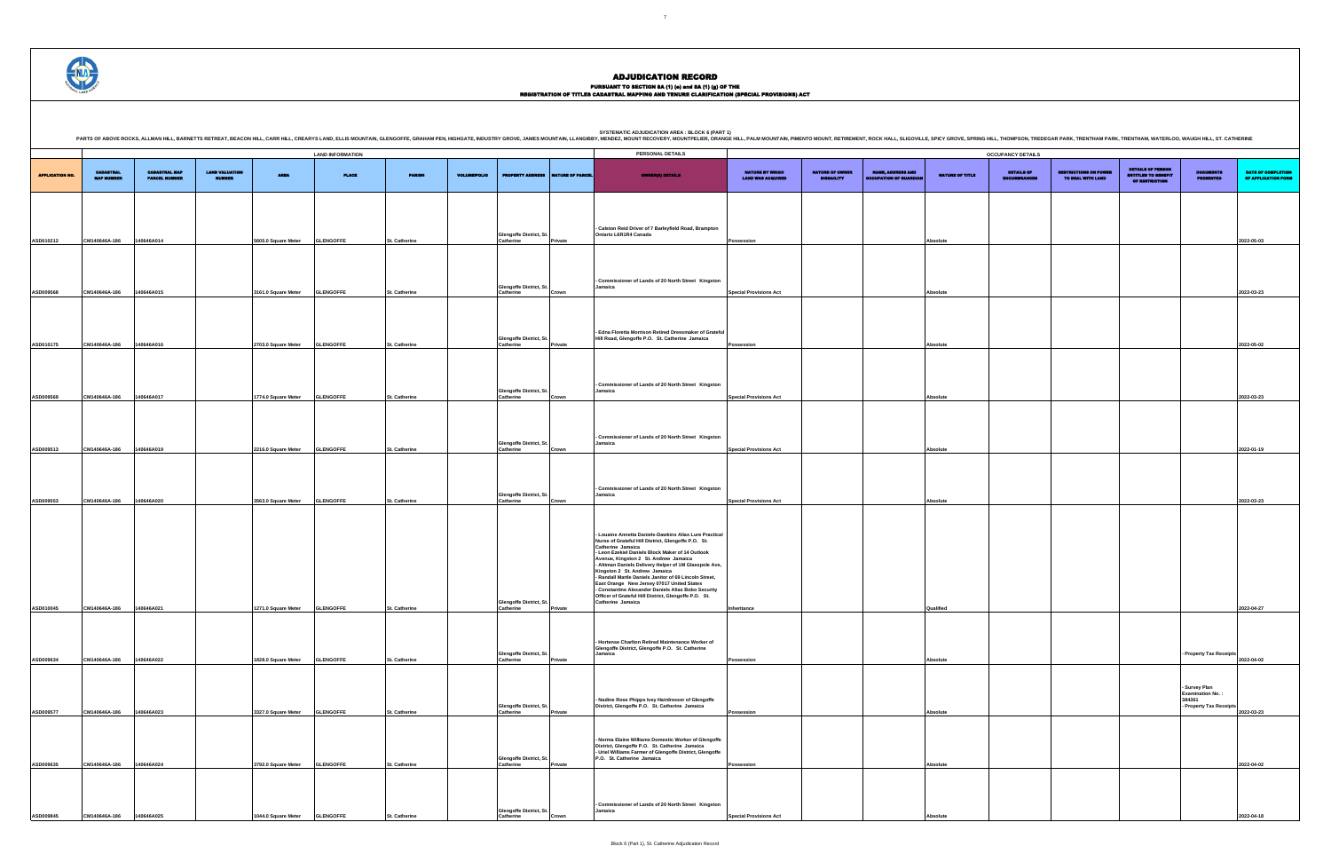# ADJUDICATION RECORD

PURSUANT TO SECTION 8A (1) (e) and 8A (1) (g) OF THE
REGISTRATION OF TITLES CADASTRAL MAPPING AND TENURE CLARIFICATION (SPECIAL PROVISIONS) ACT

SYSTEMATIC ADJUDICATION AREA : BLOCK 6 (PART 1)

PARTS OF ABOVE ROCKS, ALLMAN HILL, BARNETTS RETREAT, BEACON HILL, CARR HILL, CREARYS LAND, ELLIS MOUNTAIN, GLENGOFFE, GRAHAM PEN, HIGHGATE, INDUSTRY GROVE, JAMES MOUNTAIN, LLANGIBBY, MENDEZ, MOUNT RECOVERY, MOUNTPELIER, ORANGE HILL, PALM MOUNTAIN, PIMENTO MOUNT, RETIREMENT, ROCK HALL, SLIGOVILLE, SPICY GROVE, SPRING HILL, THOMPSON, TREDEGAR PARK, TRENTHAM PARK, TRENTHAM, WATERLOO, WAUGH HILL, ST. CATHERINE

| APPLICATION NO. | LAND INFORMATION | | | | | | | | | PERSONAL DETAILS | OCCUPANCY DETAILS | | | | | | | | |
|---|---|---|---|---|---|---|---|---|---|---|---|---|---|---|---|---|---|---|---|
| | CADASTRAL MAP NUMBER | CADASTRAL MAP PARCEL NUMBER | LAND VALUATION NUMBER | AREA | PLACE | PARISH | VOLUME/FOLIO | PROPERTY ADDRESS | NATURE OF PARCEL | OWNER(S) DETAILS | NATURE BY WHICH LAND WAS ACQUIRED | NATURE OF OWNER DISBAILITY | NAME, ADDRESS AND OCCUPATION OF GUARDIAN | NATURE OF TITLE | DETAILS OF ENCUMBRANCES | RESTRICTIONS ON POWER TO DEAL WITH LAND | DETAILS OF PERSON ENTITLED TO BENEFIT OF RESTRICTION | DOCUMENTS PRESENTED | DATE OF COMPLETION OF APPLICATION FORM |
| ASD010212 | CM140646A-186 | 140646A014 | | 5605.0 Square Meter | GLENGOFFE | St. Catherine | | Glengoffe District, St. Catherine | Private | - Calston Reid Driver of 7 Barleyfield Road, Brampton Ontario L6R1R4 Canada | Possession | | | Absolute | | | | | 2022-05-03 |
| ASD009568 | CM140646A-186 | 140646A015 | | 3161.0 Square Meter | GLENGOFFE | St. Catherine | | Glengoffe District, St. Catherine | Crown | - Commissioner of Lands of 20 North Street Kingston Jamaica | Special Provisions Act | | | Absolute | | | | | 2022-03-23 |
| ASD010175 | CM140646A-186 | 140646A016 | | 2703.0 Square Meter | GLENGOFFE | St. Catherine | | Glengoffe District, St. Catherine | Private | - Edna Floretta Morrison Retired Dressmaker of Grateful Hill Road, Glengoffe P.O. St. Catherine Jamaica | Possession | | | Absolute | | | | | 2022-05-02 |
| ASD009569 | CM140646A-186 | 140646A017 | | 1774.0 Square Meter | GLENGOFFE | St. Catherine | | Glengoffe District, St. Catherine | Crown | - Commissioner of Lands of 20 North Street Kingston Jamaica | Special Provisions Act | | | Absolute | | | | | 2022-03-23 |
| ASD009513 | CM140646A-186 | 140646A019 | | 2216.0 Square Meter | GLENGOFFE | St. Catherine | | Glengoffe District, St. Catherine | Crown | - Commissioner of Lands of 20 North Street Kingston Jamaica | Special Provisions Act | | | Absolute | | | | | 2022-01-19 |
| ASD009553 | CM140646A-186 | 140646A020 | | 3563.0 Square Meter | GLENGOFFE | St. Catherine | | Glengoffe District, St. Catherine | Crown | - Commissioner of Lands of 20 North Street Kingston Jamaica | Special Provisions Act | | | Absolute | | | | | 2022-03-23 |
| ASD010045 | CM140646A-186 | 140646A021 | | 1271.0 Square Meter | GLENGOFFE | St. Catherine | | Glengoffe District, St. Catherine | Private | - Louaine Annetta Daniels-Dawkins Alias Lure Practical Nurse of Grateful Hill District, Glengoffe P.O. St. Catherine Jamaica<br>- Leon Ezekiel Daniels Block Maker of 14 Outlook Avenue, Kingston 2 St. Andrew Jamaica<br>- Altiman Daniels Delivery Helper of 1M Glasspole Ave, Kingston 2 St. Andrew Jamaica<br>- Randall Martle Daniels Janitor of 69 Lincoln Street, East Orange New Jersey 07017 United States<br>- Constantine Alexander Daniels Alias Bobo Security Officer of Grateful Hill District, Glengoffe P.O. St. Catherine Jamaica | Inheritance | | | Qualified | | | | | 2022-04-27 |
| ASD009634 | CM140646A-186 | 140646A022 | | 1828.0 Square Meter | GLENGOFFE | St. Catherine | | Glengoffe District, St. Catherine | Private | - Hortense Charlton Retired Maintenance Worker of Glengoffe District, Glengoffe P.O. St. Catherine Jamaica | Possession | | | Absolute | | | | - Property Tax Receipts | 2022-04-02 |
| ASD009577 | CM140646A-186 | 140646A023 | | 3327.0 Square Meter | GLENGOFFE | St. Catherine | | Glengoffe District, St. Catherine | Private | - Nadine Rose Phipps Ivey Hairdresser of Glengoffe District, Glengoffe P.O. St. Catherine Jamaica | Possession | | | Absolute | | | | - Survey Plan Examination No. : 384361<br>- Property Tax Receipts | 2022-03-23 |
| ASD009635 | CM140646A-186 | 140646A024 | | 3792.0 Square Meter | GLENGOFFE | St. Catherine | | Glengoffe District, St. Catherine | Private | - Norma Elaine Williams Domestic Worker of Glengoffe District, Glengoffe P.O. St. Catherine Jamaica<br>- Uriel Williams Farmer of Glengoffe District, Glengoffe P.O. St. Catherine Jamaica | Possession | | | Absolute | | | | | 2022-04-02 |
| ASD009845 | CM140646A-186 | 140646A025 | | 1044.0 Square Meter | GLENGOFFE | St. Catherine | | Glengoffe District, St. Catherine | Crown | - Commissioner of Lands of 20 North Street Kingston Jamaica | Special Provisions Act | | | Absolute | | | | | 2022-04-18 |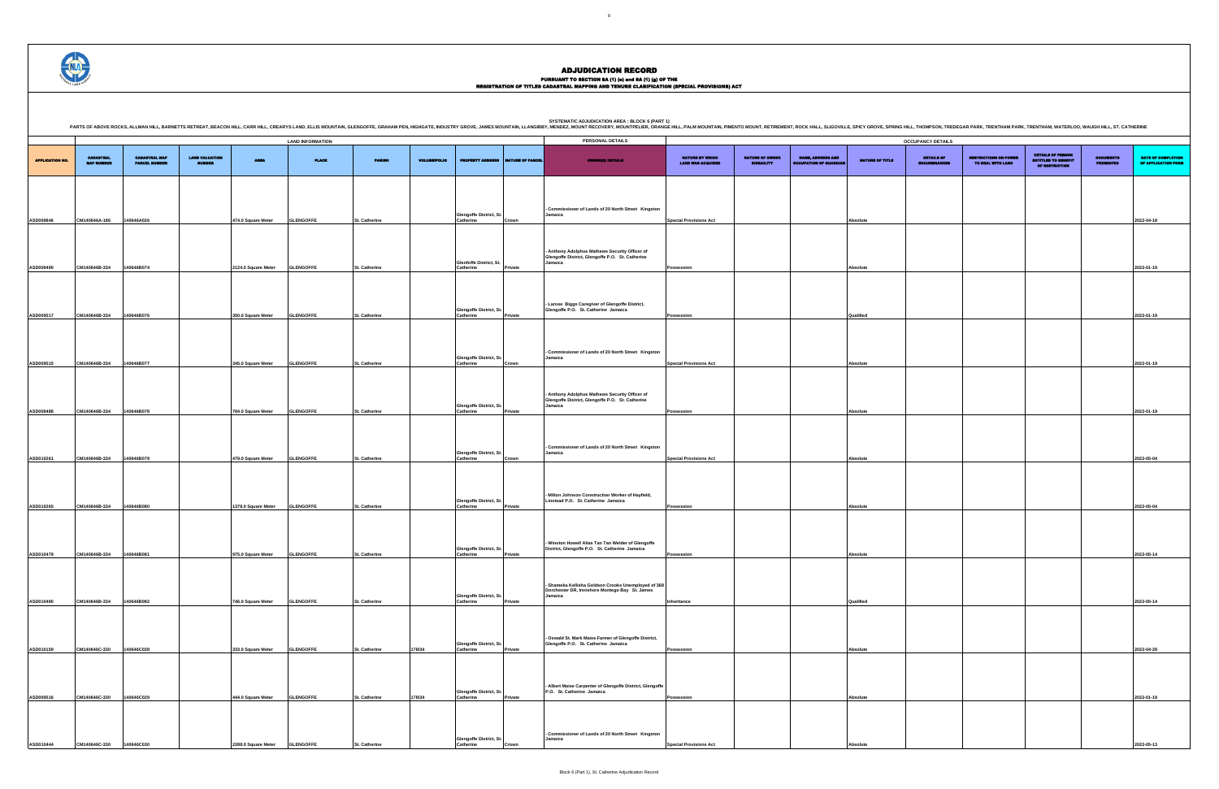# ADJUDICATION RECORD

PURSUANT TO SECTION 8A (1) (e) and 8A (1) (g) OF THE
REGISTRATION OF TITLES CADASTRAL MAPPING AND TENURE CLARIFICATION (SPECIAL PROVISIONS) ACT

SYSTEMATIC ADJUDICATION AREA : BLOCK 6 (PART 1)

PARTS OF ABOVE ROCKS, ALLMAN HILL, BARNETTS RETREAT, BEACON HILL, CARR HILL, CREARYS LAND, ELLIS MOUNTAIN, GLENGOFFE, GRAHAM PEN, HIGHGATE, INDUSTRY GROVE, JAMES MOUNTAIN, LLANGIBBY, MENDEZ, MOUNT RECOVERY, MOUNTPELIER, ORANGE HILL, PALM MOUNTAIN, PIMENTO MOUNT, RETIREMENT, ROCK HALL, SLIGOVILLE, SPICY GROVE, SPRING HILL, THOMPSON, TREDEGAR PARK, TRENTHAM PARK, TRENTHAM, WATERLOO, WAUGH HILL, ST. CATHERINE

| | LAND INFORMATION | | | | | | | | | | PERSONAL DETAILS | OCCUPANCY DETAILS | | | | | | | | |
|---|---|---|---|---|---|---|---|---|---|---|---|---|---|---|---|---|---|---|---|---|
| APPLICATION NO. | CADASTRAL MAP NUMBER | CADASTRAL MAP PARCEL NUMBER | LAND VALUATION NUMBER | AREA | PLACE | PARISH | VOLUME/FOLIO | PROPERTY ADDRESS | NATURE OF PARCEL | OWNER(S) DETAILS | NATURE BY WHICH LAND WAS ACQUIRED | NATURE OF OWNER DISABILITY | NAME, ADDRESS AND OCCUPATION OF GUARDIAN | NATURE OF TITLE | DETAILS OF ENCUMBRANCES | RESTRICTIONS ON POWER TO DEAL WITH LAND | DETAILS OF PERSON ENTITLED TO BENEFIT OF RESTRICTION | DOCUMENTS PRESENTED | DATE OF COMPLETION OF APPLICATION FORM |
| ASD009846 | CM140646A-186 | 140646A026 | | 474.0 Square Meter | GLENGOFFE | St. Catherine | | Glengoffe District, St. Catherine | Crown | - Commissioner of Lands of 20 North Street Kingston Jamaica | Special Provisions Act | | | Absolute | | | | | 2022-04-18 |
| ASD009490 | CM140646B-324 | 140646B074 | | 2124.0 Square Meter | GLENGOFFE | St. Catherine | | Glenfoffe District, St. Catherine | Private | - Anthony Adolphus Mathews Security Officer of Glengoffe District, Glengoffe P.O. St. Catherine Jamaica | Possession | | | Absolute | | | | | 2022-01-19 |
| ASD009517 | CM140646B-324 | 140646B076 | | 350.0 Square Meter | GLENGOFFE | St. Catherine | | Glengoffe District, St. Catherine | Private | - Larose Biggs Caregiver of Glengoffe District, Glengoffe P.O. St. Catherine Jamaica | Possession | | | Qualified | | | | | 2022-01-19 |
| ASD009515 | CM140646B-324 | 140646B077 | | 345.0 Square Meter | GLENGOFFE | St. Catherine | | Glengoffe District, St. Catherine | Crown | - Commissioner of Lands of 20 North Street Kingston Jamaica | Special Provisions Act | | | Absolute | | | | | 2022-01-19 |
| ASD009488 | CM140646B-324 | 140646B078 | | 784.0 Square Meter | GLENGOFFE | St. Catherine | | Glengoffe District, St. Catherine | Private | - Anthony Adolphus Mathews Security Officer of Glengoffe District, Glengoffe P.O. St. Catherine Jamaica | Possession | | | Absolute | | | | | 2022-01-19 |
| ASD010261 | CM140646B-324 | 140646B079 | | 479.0 Square Meter | GLENGOFFE | St. Catherine | | Glengoffe District, St. Catherine | Crown | - Commissioner of Lands of 20 North Street Kingston Jamaica | Special Provisions Act | | | Absolute | | | | | 2022-05-04 |
| ASD010265 | CM140646B-324 | 140646B080 | | 1378.0 Square Meter | GLENGOFFE | St. Catherine | | Glengoffe District, St. Catherine | Private | - Milton Johnson Construction Worker of Hayfield, Linstead P.O. St. Catherine Jamaica | Possession | | | Absolute | | | | | 2022-05-04 |
| ASD010479 | CM140646B-324 | 140646B081 | | 975.0 Square Meter | GLENGOFFE | St. Catherine | | Glengoffe District, St. Catherine | Private | - Winston Howell Alias Tan Tan Welder of Glengoffe District, Glengoffe P.O. St. Catherine Jamaica | Possession | | | Absolute | | | | | 2022-05-14 |
| ASD010480 | CM140646B-324 | 140646B082 | | 746.0 Square Meter | GLENGOFFE | St. Catherine | | Glengoffe District, St. Catherine | Private | - Shameka Kellisha Goldson Crooks Unemployed of 368 Dorchester DR, Ironshore Montego Bay St. James Jamaica | Inheritance | | | Qualified | | | | | 2022-05-14 |
| ASD010159 | CM140646C-330 | 140646C028 | | 333.0 Square Meter | GLENGOFFE | St. Catherine | 178/34 | Glengoffe District, St. Catherine | Private | - Oswald St. Mark Maise Farmer of Glengoffe District, Glengoffe P.O. St. Catherine Jamaica | Possession | | | Absolute | | | | | 2022-04-29 |
| ASD009516 | CM140646C-330 | 140646C029 | | 444.0 Square Meter | GLENGOFFE | St. Catherine | 178/34 | Glengoffe District, St. Catherine | Private | - Albert Maise Carpenter of Glengoffe District, Glengoffe P.O. St. Catherine Jamaica | Possession | | | Absolute | | | | | 2022-01-19 |
| ASD010444 | CM140646C-330 | 140646C030 | | 2288.0 Square Meter | GLENGOFFE | St. Catherine | | Glengoffe District, St. Catherine | Crown | - Commissioner of Lands of 20 North Street Kingston Jamaica | Special Provisions Act | | | Absolute | | | | | 2022-05-13 |

Block 6 (Part 1), St. Catherine Adjudication Record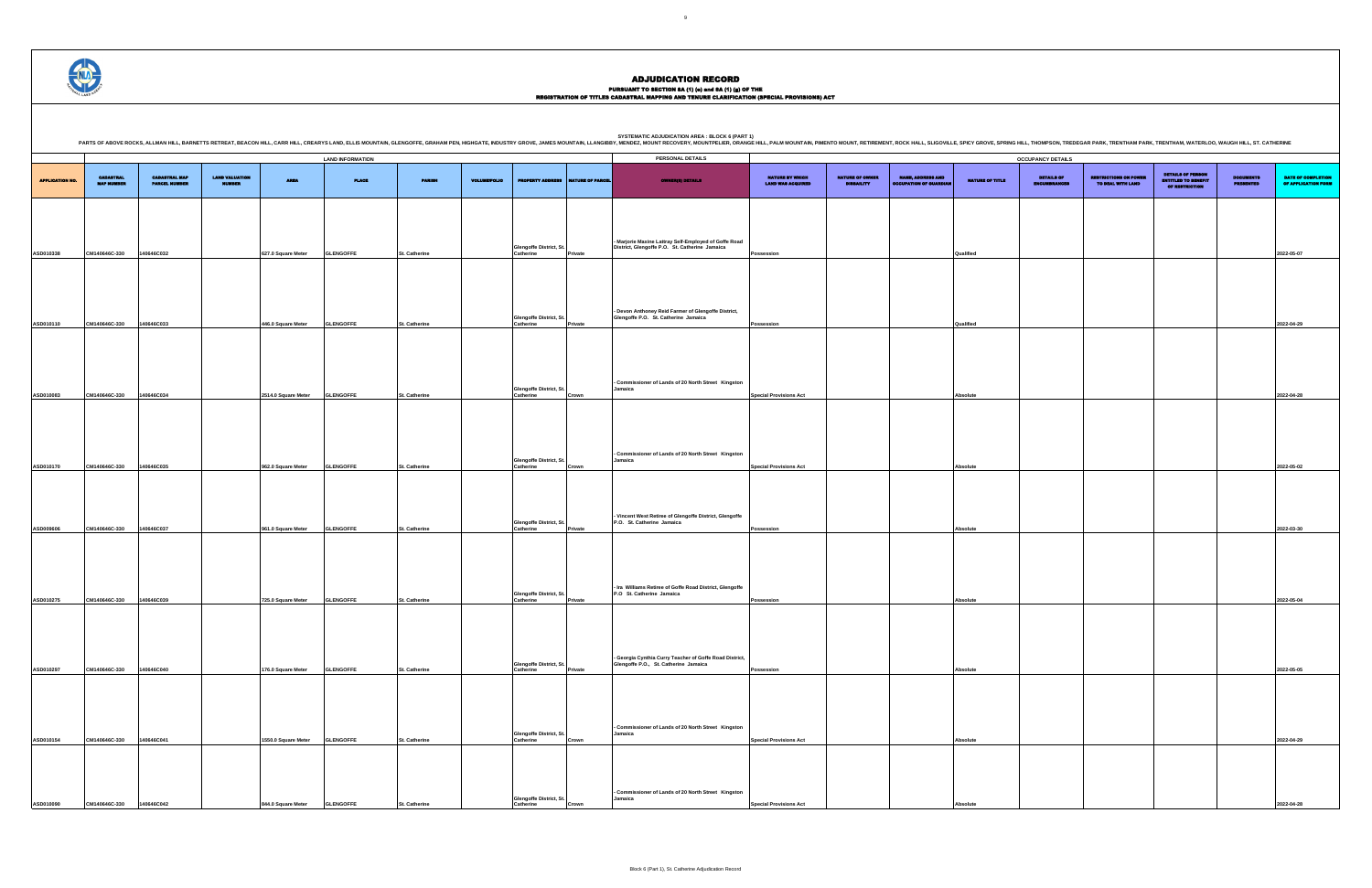# ADJUDICATION RECORD

PURSUANT TO SECTION 8A (1) (e) and 8A (1) (g) OF THE
REGISTRATION OF TITLES CADASTRAL MAPPING AND TENURE CLARIFICATION (SPECIAL PROVISIONS) ACT

SYSTEMATIC ADJUDICATION AREA : BLOCK 6 (PART 1)

PARTS OF ABOVE ROCKS, ALLMAN HILL, BARNETTS RETREAT, BEACON HILL, CARR HILL, CREARYS LAND, ELLIS MOUNTAIN, GLENGOFFE, GRAHAM PEN, HIGHGATE, INDUSTRY GROVE, JAMES MOUNTAIN, LLANGIBBY, MENDEZ, MOUNT RECOVERY, MOUNTPELIER, ORANGE HILL, PALM MOUNTAIN, PIMENTO MOUNT, RETIREMENT, ROCK HALL, SLIGOVILLE, SPICY GROVE, SPRING HILL, THOMPSON, TREDEGAR PARK, TRENTHAM PARK, TRENTHAM, WATERLOO, WAUGH HILL, ST. CATHERINE

| | LAND INFORMATION | | | | | | | | | PERSONAL DETAILS | OCCUPANCY DETAILS | | | | | | | | |
|---|---|---|---|---|---|---|---|---|---|---|---|---|---|---|---|---|---|---|---|
| APPLICATION NO. | CADASTRAL MAP NUMBER | CADASTRAL MAP PARCEL NUMBER | LAND VALUATION NUMBER | AREA | PLACE | PARISH | VOLUME/FOLIO | PROPERTY ADDRESS | NATURE OF PARCEL | OWNER(S) DETAILS | NATURE BY WHICH LAND WAS ACQUIRED | NATURE OF OWNER DISABILITY | NAME, ADDRESS AND OCCUPATION OF GUARDIAN | NATURE OF TITLE | DETAILS OF ENCUMBRANCES | RESTRICTIONS ON POWER TO DEAL WITH LAND | DETAILS OF PERSON ENTITLED TO BENEFIT OF RESTRICTION | DOCUMENTS PRESENTED | DATE OF COMPLETION OF APPLICATION FORM |
| ASD010338 | CM140646C-330 | 140646C032 | | 627.0 Square Meter | GLENGOFFE | St. Catherine | | Glengoffe District, St. Catherine | Private | - Marjorie Maxine Lattray Self-Employed of Goffe Road District, Glengoffe P.O. St. Catherine Jamaica | Possession | | | Qualified | | | | | 2022-05-07 |
| ASD010110 | CM140646C-330 | 140646C033 | | 446.0 Square Meter | GLENGOFFE | St. Catherine | | Glengoffe District, St. Catherine | Private | - Devon Anthoney Reid Farmer of Glengoffe District, Glengoffe P.O. St. Catherine Jamaica | Possession | | | Qualified | | | | | 2022-04-29 |
| ASD010083 | CM140646C-330 | 140646C034 | | 2514.0 Square Meter | GLENGOFFE | St. Catherine | | Glengoffe District, St. Catherine | Crown | - Commissioner of Lands of 20 North Street Kingston Jamaica | Special Provisions Act | | | Absolute | | | | | 2022-04-28 |
| ASD010170 | CM140646C-330 | 140646C035 | | 962.0 Square Meter | GLENGOFFE | St. Catherine | | Glengoffe District, St. Catherine | Crown | - Commissioner of Lands of 20 North Street Kingston Jamaica | Special Provisions Act | | | Absolute | | | | | 2022-05-02 |
| ASD009606 | CM140646C-330 | 140646C037 | | 961.0 Square Meter | GLENGOFFE | St. Catherine | | Glengoffe District, St. Catherine | Private | - Vincent West Retiree of Glengoffe District, Glengoffe P.O. St. Catherine Jamaica | Possession | | | Absolute | | | | | 2022-03-30 |
| ASD010275 | CM140646C-330 | 140646C039 | | 725.0 Square Meter | GLENGOFFE | St. Catherine | | Glengoffe District, St. Catherine | Private | - Ira Williams Retiree of Goffe Road District, Glengoffe P.O St. Catherine Jamaica | Possession | | | Absolute | | | | | 2022-05-04 |
| ASD010297 | CM140646C-330 | 140646C040 | | 176.0 Square Meter | GLENGOFFE | St. Catherine | | Glengoffe District, St. Catherine | Private | - Georgia Cynthia Curry Teacher of Goffe Road District, Glengoffe P.O., St. Catherine Jamaica | Possession | | | Absolute | | | | | 2022-05-05 |
| ASD010154 | CM140646C-330 | 140646C041 | | 1559.0 Square Meter | GLENGOFFE | St. Catherine | | Glengoffe District, St. Catherine | Crown | - Commissioner of Lands of 20 North Street Kingston Jamaica | Special Provisions Act | | | Absolute | | | | | 2022-04-29 |
| ASD010090 | CM140646C-330 | 140646C042 | | 844.0 Square Meter | GLENGOFFE | St. Catherine | | Glengoffe District, St. Catherine | Crown | - Commissioner of Lands of 20 North Street Kingston Jamaica | Special Provisions Act | | | Absolute | | | | | 2022-04-28 |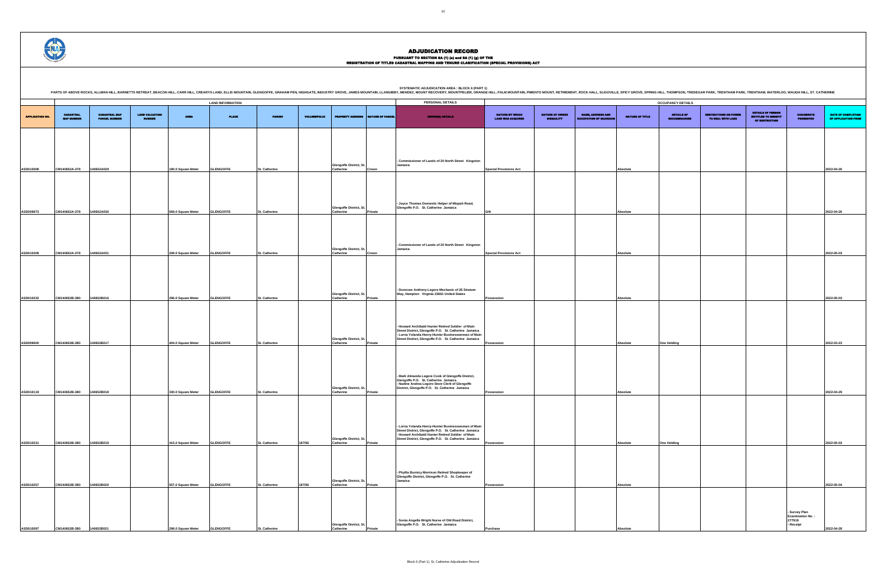# ADJUDICATION RECORD

PURSUANT TO SECTION 8A (1) (e) and 8A (1) (g) OF THE
REGISTRATION OF TITLES CADASTRAL MAPPING AND TENURE CLARIFICATION (SPECIAL PROVISIONS) ACT

SYSTEMATIC ADJUDICATION AREA : BLOCK 6 (PART 1)

PARTS OF ABOVE ROCKS, ALLMAN HILL, BARNETTS RETREAT, BEACON HILL, CARR HILL, CREARYS LAND, ELLIS MOUNTAIN, GLENGOFFE, GRAHAM PEN, HIGHGATE, INDUSTRY GROVE, JAMES MOUNTAIN, LLANGIBBY, MENDEZ, MOUNT RECOVERY, MOUNTPELIER, ORANGE HILL, PALM MOUNTAIN, PIMENTO MOUNT, RETIREMENT, ROCK HALL, SLIGOVILLE, SPICY GROVE, SPRING HILL, THOMPSON, TREDEGAR PARK, TRENTHAM PARK, TRENTHAM, WATERLOO, WAUGH HILL, ST. CATHERINE

| | LAND INFORMATION | | | | | | | | | PERSONAL DETAILS | OCCUPANCY DETAILS | | | | | | | | |
|---|---|---|---|---|---|---|---|---|---|---|---|---|---|---|---|---|---|---|---|
| APPLICATION NO. | CADASTRAL MAP NUMBER | CADASTRAL MAP PARCEL NUMBER | LAND VALUATION NUMBER | AREA | PLACE | PARISH | VOLUME/FOLIO | PROPERTY ADDRESS | NATURE OF PARCEL | OWNER(S) DETAILS | NATURE BY WHICH LAND WAS ACQUIRED | NATURE OF OWNER DISBAILITY | NAME, ADDRESS AND OCCUPATION OF GUARDIAN | NATURE OF TITLE | DETAILS OF ENCUMBRANCES | RESTRICTIONS ON POWER TO DEAL WITH LAND | DETAILS OF PERSON ENTITLED TO BENEFIT OF RESTRICTION | DOCUMENTS PRESENTED | DATE OF COMPLETION OF APPLICATION FORM |
| ASD010008 | CM140652A-370 | 140652A029 | | 180.0 Square Meter | GLENGOFFE | St. Catherine | | Glengoffe District, St. Catherine | Crown | - Commissioner of Lands of 20 North Street Kingston Jamaica | Special Provisions Act | | | Absolute | | | | | 2022-04-26 |
| ASD009673 | CM140652A-370 | 140652A030 | | 669.0 Square Meter | GLENGOFFE | St. Catherine | | Glengoffe District, St. Catherine | Private | - Joyce Thomas Domestic Helper of Mizpah Road, Glengoffe P.O. St. Catherine Jamaica | Gift | | | Absolute | | | | | 2022-04-26 |
| ASD010208 | CM140652A-370 | 140652A031 | | 208.0 Square Meter | GLENGOFFE | St. Catherine | | Glengoffe District, St. Catherine | Crown | - Commissioner of Lands of 20 North Street Kingston Jamaica | Special Provisions Act | | | Absolute | | | | | 2022-05-03 |
| ASD010232 | CM140652B-380 | 140652B016 | | 296.0 Square Meter | GLENGOFFE | St. Catherine | | Glengoffe District, St. Catherine | Private | - Donovan Anthony Legore Mechanic of 26 Stratum Way, Hampton Virginia 23661 United States | Possession | | | Absolute | | | | | 2022-05-03 |
| ASD009600 | CM140652B-380 | 140652B017 | | 404.0 Square Meter | GLENGOFFE | St. Catherine | | Glengoffe District, St. Catherine | Private | - Howard Archibald Hunter Retired Soldier of Main Street District, Glengoffe P.O. St. Catherine Jamaica<br>- Lorna Yolanda Henry-Hunter Businesswoman of Main Street District, Glengoffe P.O. St. Catherine Jamaica | Possession | | | Absolute | One Holding | | | | 2022-03-23 |
| ASD010119 | CM140652B-380 | 140652B018 | | 330.0 Square Meter | GLENGOFFE | St. Catherine | | Glengoffe District, St. Catherine | Private | - Mark Almanda Legore Cook of Glengoffe District, Glengoffe P.O. St. Catherine Jamaica<br>- Nadine Andrea Legore Store Clerk of Glengoffe District, Glengoffe P.O. St. Catherine Jamaica | Possession | | | Absolute | | | | | 2022-04-29 |
| ASD010231 | CM140652B-380 | 140652B019 | | 415.0 Square Meter | GLENGOFFE | St. Catherine | 187/56 | Glengoffe District, St. Catherine | Private | - Lorna Yolanda Henry-Hunter Businesswoman of Main Street District, Glengoffe P.O. St. Catherine Jamaica<br>- Howard Archibald Hunter Retired Soldier of Main Street District, Glengoffe P.O. St. Catherine Jamaica | Possession | | | Absolute | One Holding | | | | 2022-05-03 |
| ASD010257 | CM140652B-380 | 140652B020 | | 557.0 Square Meter | GLENGOFFE | St. Catherine | 187/56 | Glengoffe District, St. Catherine | Private | - Phyllis Burnicy Morrison Retired Shopkeeper of Glengoffe District, Glengoffe P.O. St. Catherine Jamaica | Possession | | | Absolute | | | | | 2022-05-04 |
| ASD010097 | CM140652B-380 | 140652B021 | | 298.0 Square Meter | GLENGOFFE | St. Catherine | | Glengoffe District, St. Catherine | Private | - Sonia Angella Wright Nurse of Old Road District, Glengoffe P.O. St. Catherine Jamaica | Purchase | | | Absolute | | | | - Survey Plan Examination No. : 277919<br>- Receipt | 2022-04-28 |

Block 6 (Part 1), St. Catherine Adjudication Record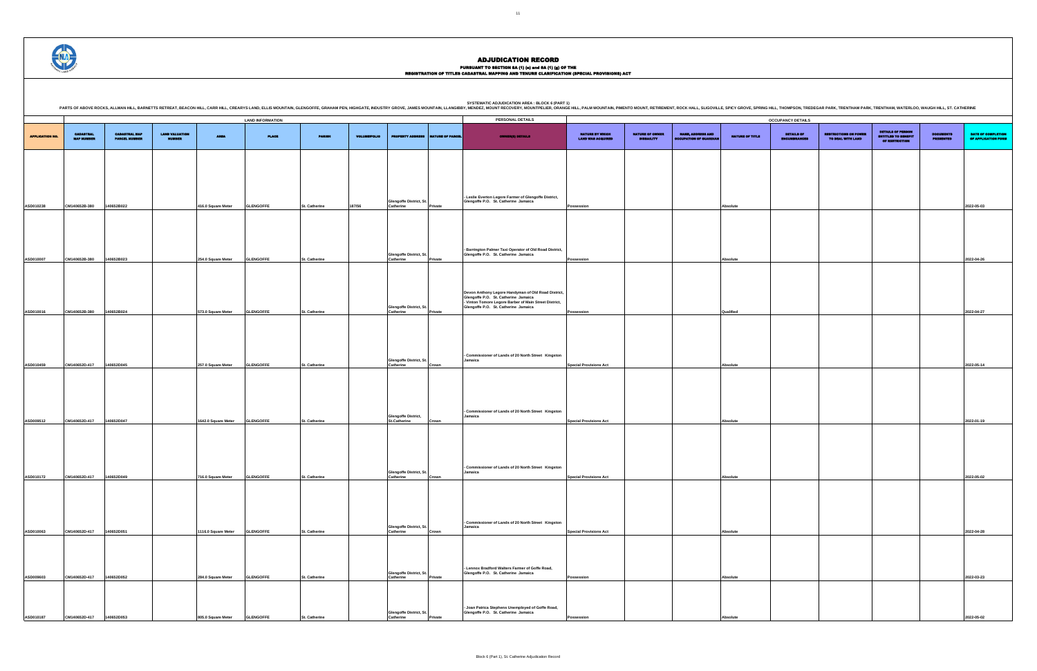# ADJUDICATION RECORD

PURSUANT TO SECTION 8A (1) (e) and 8A (1) (g) OF THE
REGISTRATION OF TITLES CADASTRAL MAPPING AND TENURE CLARIFICATION (SPECIAL PROVISIONS) ACT

SYSTEMATIC ADJUDICATION AREA : BLOCK 6 (PART 1)

PARTS OF ABOVE ROCKS, ALLMAN HILL, BARNETTS RETREAT, BEACON HILL, CARR HILL, CREARYS LAND, ELLIS MOUNTAIN, GLENGOFFE, GRAHAM PEN, HIGHGATE, INDUSTRY GROVE, JAMES MOUNTAIN, LLANGIBBY, MENDEZ, MOUNT RECOVERY, MOUNTPELIER, ORANGE HILL, PALM MOUNTAIN, PIMENTO MOUNT, RETIREMENT, ROCK HALL, SLIGOVILLE, SPICY GROVE, SPRING HILL, THOMPSON, TREDEGAR PARK, TRENTHAM PARK, TRENTHAM, WATERLOO, WAUGH HILL, ST. CATHERINE

| | LAND INFORMATION | | | | | | | | | PERSONAL DETAILS | OCCUPANCY DETAILS | | | | | | | | | |
|---|---|---|---|---|---|---|---|---|---|---|---|---|---|---|---|---|---|---|---|---|
| APPLICATION NO. | CADASTRAL MAP NUMBER | CADASTRAL MAP PARCEL NUMBER | LAND VALUATION NUMBER | AREA | PLACE | PARISH | VOLUME/FOLIO | PROPERTY ADDRESS | NATURE OF PARCEL | OWNER(S) DETAILS | NATURE BY WHICH LAND WAS ACQUIRED | NATURE OF OWNER DISABILITY | NAME, ADDRESS AND OCCUPATION OF GUARDIAN | NATURE OF TITLE | DETAILS OF ENCUMBRANCES | RESTRICTIONS ON POWER TO DEAL WITH LAND | DETAILS OF PERSON ENTITLED TO BENEFIT OF RESTRICTION | DOCUMENTS PRESENTED | DATE OF COMPLETION OF APPLICATION FORM |
| ASD010238 | CM140652B-380 | 140652B022 | | 416.0 Square Meter | GLENGOFFE | St. Catherine | 187/56 | Glengoffe District, St. Catherine | Private | - Leslie Everton Legore Farmer of Glengoffe District, Glengoffe P.O. St. Catherine Jamaica | Possession | | | Absolute | | | | | 2022-05-03 |
| ASD010007 | CM140652B-380 | 140652B023 | | 254.0 Square Meter | GLENGOFFE | St. Catherine | | Glengoffe District, St. Catherine | Private | - Barrington Palmer Taxi Operator of Old Road District, Glengoffe P.O. St. Catherine Jamaica | Possession | | | Absolute | | | | | 2022-04-26 |
| ASD010016 | CM140652B-380 | 140652B024 | | 573.0 Square Meter | GLENGOFFE | St. Catherine | | Glengoffe District, St. Catherine | Private | Devon Anthony Legore Handyman of Old Road District, Glengoffe P.O. St. Catherine Jamaica - Vinton Tomore Legore Barber of Main Street District, Glengoffe P.O. St. Catherine Jamaica | Possession | | | Qualified | | | | | 2022-04-27 |
| ASD010459 | CM140652D-417 | 140652D045 | | 257.0 Square Meter | GLENGOFFE | St. Catherine | | Glengoffe District, St. Catherine | Crown | - Commissioner of Lands of 20 North Street Kingston Jamaica | Special Provisions Act | | | Absolute | | | | | 2022-05-14 |
| ASD009512 | CM140652D-417 | 140652D047 | | 1642.0 Square Meter | GLENGOFFE | St. Catherine | | Glengoffe District, St.Catherine | Crown | - Commissioner of Lands of 20 North Street Kingston Jamaica | Special Provisions Act | | | Absolute | | | | | 2022-01-19 |
| ASD010172 | CM140652D-417 | 140652D049 | | 716.0 Square Meter | GLENGOFFE | St. Catherine | | Glengoffe District, St. Catherine | Crown | - Commissioner of Lands of 20 North Street Kingston Jamaica | Special Provisions Act | | | Absolute | | | | | 2022-05-02 |
| ASD010063 | CM140652D-417 | 140652D051 | | 1116.0 Square Meter | GLENGOFFE | St. Catherine | | Glengoffe District, St. Catherine | Crown | - Commissioner of Lands of 20 North Street Kingston Jamaica | Special Provisions Act | | | Absolute | | | | | 2022-04-28 |
| ASD009603 | CM140652D-417 | 140652D052 | | 284.0 Square Meter | GLENGOFFE | St. Catherine | | Glengoffe District, St. Catherine | Private | - Lennox Bradford Walters Farmer of Goffe Road, Glengoffe P.O. St. Catherine Jamaica | Possession | | | Absolute | | | | | 2022-03-23 |
| ASD010187 | CM140652D-417 | 140652D053 | | 805.0 Square Meter | GLENGOFFE | St. Catherine | | Glengoffe District, St. Catherine | Private | - Joan Patrica Stephens Unemployed of Goffe Road, Glengoffe P.O. St. Catherine Jamaica | Possession | | | Absolute | | | | | 2022-05-02 |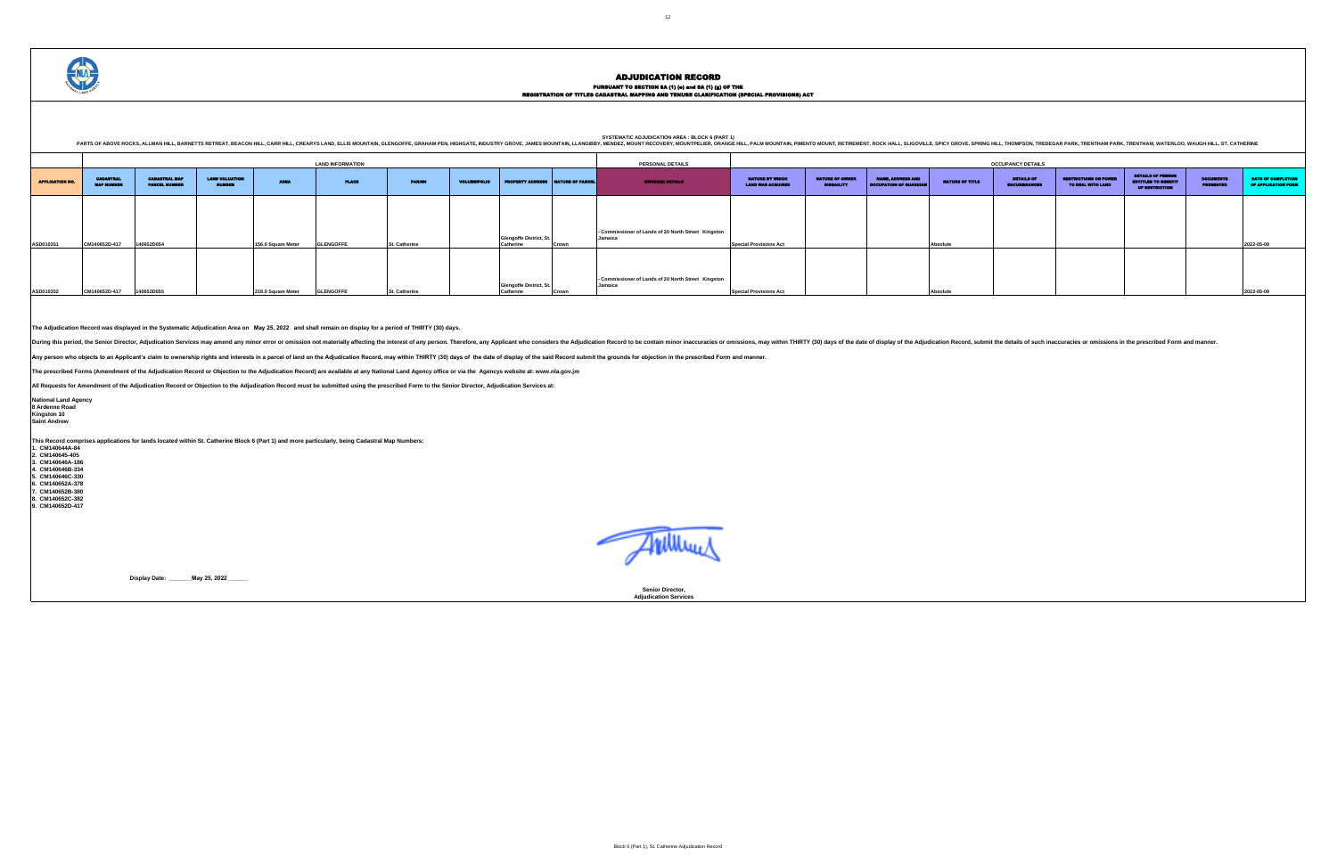# ADJUDICATION RECORD

**PURSUANT TO SECTION 8A (1) (a) and 8A (1) (g) OF THE**
**REGISTRATION OF TITLES CADASTRAL MAPPING AND TENURE CLARIFICATION (SPECIAL PROVISIONS) ACT**

**SYSTEMATIC ADJUDICATION AREA : BLOCK 6 (PART 1)**

PARTS OF ABOVE ROCKS, ALLMAN HILL, BARNETTS RETREAT, BEACON HILL, CARR HILL, CREARYS LAND, ELLIS MOUNTAIN, GLENGOFFE, GRAHAM PEN, HIGHGATE, INDUSTRY GROVE, JAMES MOUNTAIN, LLANGIBBY, MENDEZ, MOUNT RECOVERY, MOUNTPELIER, ORANGE HILL, PALM MOUNTAIN, PIMENTO MOUNT, RETIREMENT, ROCK HALL, SLIGOVILLE, SPICY GROVE, SPRING HILL, THOMPSON, TREDEGAR PARK, TRENTHAM PARK, TRENTHAM, WATERLOO, WAUGH HILL, ST. CATHERINE

| | LAND INFORMATION | | | | | | | | | PERSONAL DETAILS | OCCUPANCY DETAILS | | | | | | | | |
|---|---|---|---|---|---|---|---|---|---|---|---|---|---|---|---|---|---|---|---|
| APPLICATION NO. | CADASTRAL MAP NUMBER | CADASTRAL MAP PARCEL NUMBER | LAND VALUATION NUMBER | AREA | PLACE | PARISH | VOLUME/FOLIO | PROPERTY ADDRESS | NATURE OF PARCEL | OWNER(S) DETAILS | NATURE BY WHICH LAND WAS ACQUIRED | NATURE OF OWNER DISBAILITY | NAME, ADDRESS AND OCCUPATION OF GUARDIAN | NATURE OF TITLE | DETAILS OF ENCUMBRANCES | RESTRICTIONS ON POWER TO DEAL WITH LAND | DETAILS OF PERSON ENTITLED TO BENEFIT OF RESTRICTION | DOCUMENTS PRESENTED | DATE OF COMPLETION OF APPLICATION FORM |
| ASD010351 | CM140652D-417 | 140652D054 | | 156.0 Square Meter | GLENGOFFE | St. Catherine | | Glengoffe District, St. Catherine | Crown | - Commissioner of Lands of 20 North Street Kingston Jamaica | Special Provisions Act | | | Absolute | | | | | 2022-05-09 |
| ASD010352 | CM140652D-417 | 140652D055 | | 218.0 Square Meter | GLENGOFFE | St. Catherine | | Glengoffe District, St. Catherine | Crown | - Commissioner of Lands of 20 North Street Kingston Jamaica | Special Provisions Act | | | Absolute | | | | | 2022-05-09 |

The Adjudication Record was displayed in the Systematic Adjudication Area on May 25, 2022 and shall remain on display for a period of THIRTY (30) days.

During this period, the Senior Director, Adjudication Services may amend any minor error or omission not materially affecting the interest of any person. Therefore, any Applicant who considers the Adjudication Record to be contain minor inaccuracies or omissions, may within THIRTY (30) days of the date of display of the Adjudication Record, submit the details of such inaccuracies or omissions in the prescribed Form and manner.

Any person who objects to an Applicant's claim to ownership rights and interests in a parcel of land on the Adjudication Record, may within THIRTY (30) days of the date of display of the said Record submit the grounds for objection in the prescribed Form and manner.

The prescribed Forms (Amendment of the Adjudication Record or Objection to the Adjudication Record) are available at any National Land Agency office or via the Agencys website at: www.nla.gov.jm

All Requests for Amendment of the Adjudication Record or Objection to the Adjudication Record must be submitted using the prescribed Form to the Senior Director, Adjudication Services at:

National Land Agency
8 Ardenne Road
Kingston 10
Saint Andrew

This Record comprises applications for lands located within St. Catherine Block 6 (Part 1) and more particularly, being Cadastral Map Numbers:

1. CM140644A-84
2. CM140645-405
3. CM140646A-186
4. CM140646B-334
5. CM140646C-330
6. CM140652A-378
7. CM140652B-380
8. CM140652C-382
9. CM140652D-417

Display Date: _______May 25, 2022 ______

Senior Director,
Adjudication Services